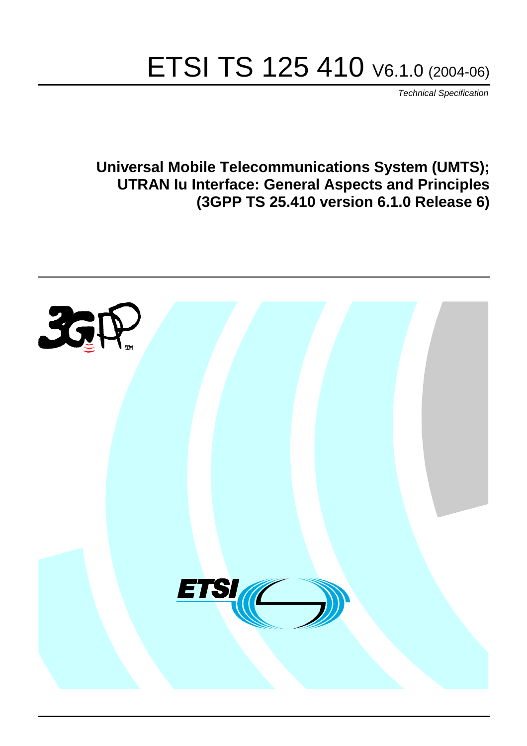# ETSI TS 125 410 V6.1.0 (2004-06)

*Technical Specification*

**Universal Mobile Telecommunications System (UMTS);**
**UTRAN Iu Interface: General Aspects and Principles**
**(3GPP TS 25.410 version 6.1.0 Release 6)**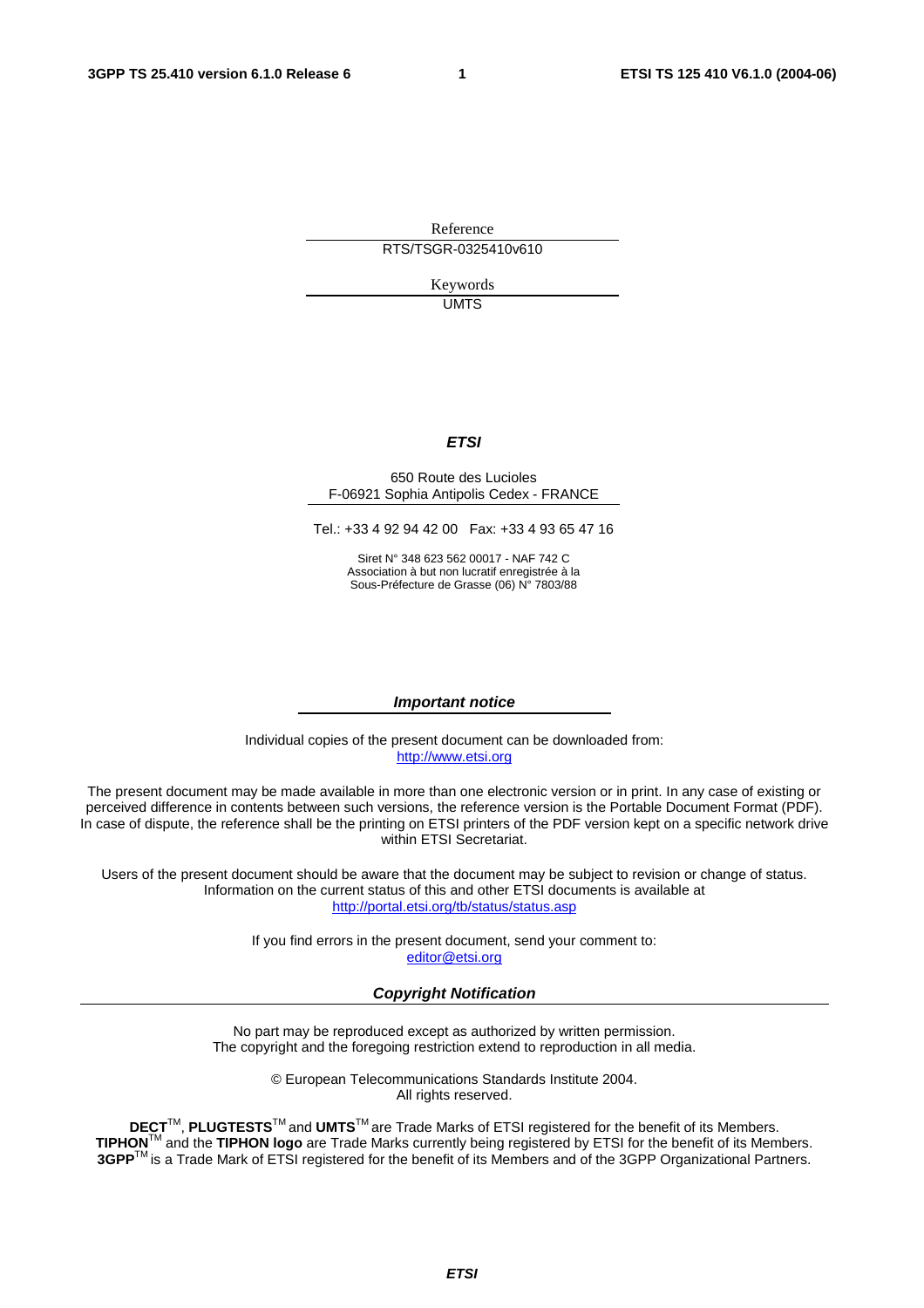Reference

RTS/TSGR-0325410v610

Keywords

UMTS

***ETSI***

650 Route des Lucioles
F-06921 Sophia Antipolis Cedex - FRANCE

Tel.: +33 4 92 94 42 00   Fax: +33 4 93 65 47 16

Siret N° 348 623 562 00017 - NAF 742 C
Association à but non lucratif enregistrée à la
Sous-Préfecture de Grasse (06) N° 7803/88

***Important notice***

Individual copies of the present document can be downloaded from:
http://www.etsi.org

The present document may be made available in more than one electronic version or in print. In any case of existing or perceived difference in contents between such versions, the reference version is the Portable Document Format (PDF). In case of dispute, the reference shall be the printing on ETSI printers of the PDF version kept on a specific network drive within ETSI Secretariat.

Users of the present document should be aware that the document may be subject to revision or change of status. Information on the current status of this and other ETSI documents is available at
http://portal.etsi.org/tb/status/status.asp

If you find errors in the present document, send your comment to:
editor@etsi.org

***Copyright Notification***

No part may be reproduced except as authorized by written permission.
The copyright and the foregoing restriction extend to reproduction in all media.

© European Telecommunications Standards Institute 2004.
All rights reserved.

**DECT**TM, **PLUGTESTS**TM and **UMTS**TM are Trade Marks of ETSI registered for the benefit of its Members.
**TIPHON**TM and the **TIPHON logo** are Trade Marks currently being registered by ETSI for the benefit of its Members.
**3GPP**TM is a Trade Mark of ETSI registered for the benefit of its Members and of the 3GPP Organizational Partners.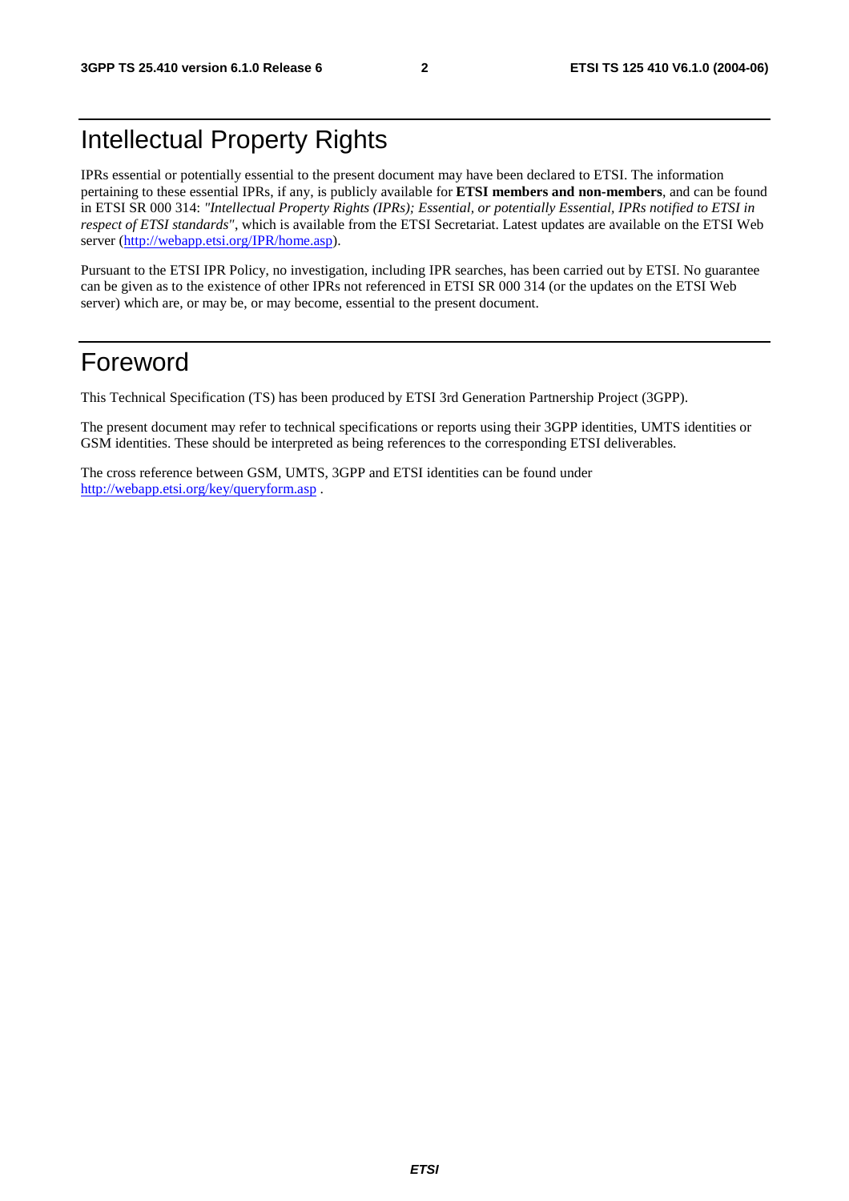# Intellectual Property Rights

IPRs essential or potentially essential to the present document may have been declared to ETSI. The information pertaining to these essential IPRs, if any, is publicly available for **ETSI members and non-members**, and can be found in ETSI SR 000 314: *"Intellectual Property Rights (IPRs); Essential, or potentially Essential, IPRs notified to ETSI in respect of ETSI standards"*, which is available from the ETSI Secretariat. Latest updates are available on the ETSI Web server (http://webapp.etsi.org/IPR/home.asp).

Pursuant to the ETSI IPR Policy, no investigation, including IPR searches, has been carried out by ETSI. No guarantee can be given as to the existence of other IPRs not referenced in ETSI SR 000 314 (or the updates on the ETSI Web server) which are, or may be, or may become, essential to the present document.

# Foreword

This Technical Specification (TS) has been produced by ETSI 3rd Generation Partnership Project (3GPP).

The present document may refer to technical specifications or reports using their 3GPP identities, UMTS identities or GSM identities. These should be interpreted as being references to the corresponding ETSI deliverables.

The cross reference between GSM, UMTS, 3GPP and ETSI identities can be found under http://webapp.etsi.org/key/queryform.asp .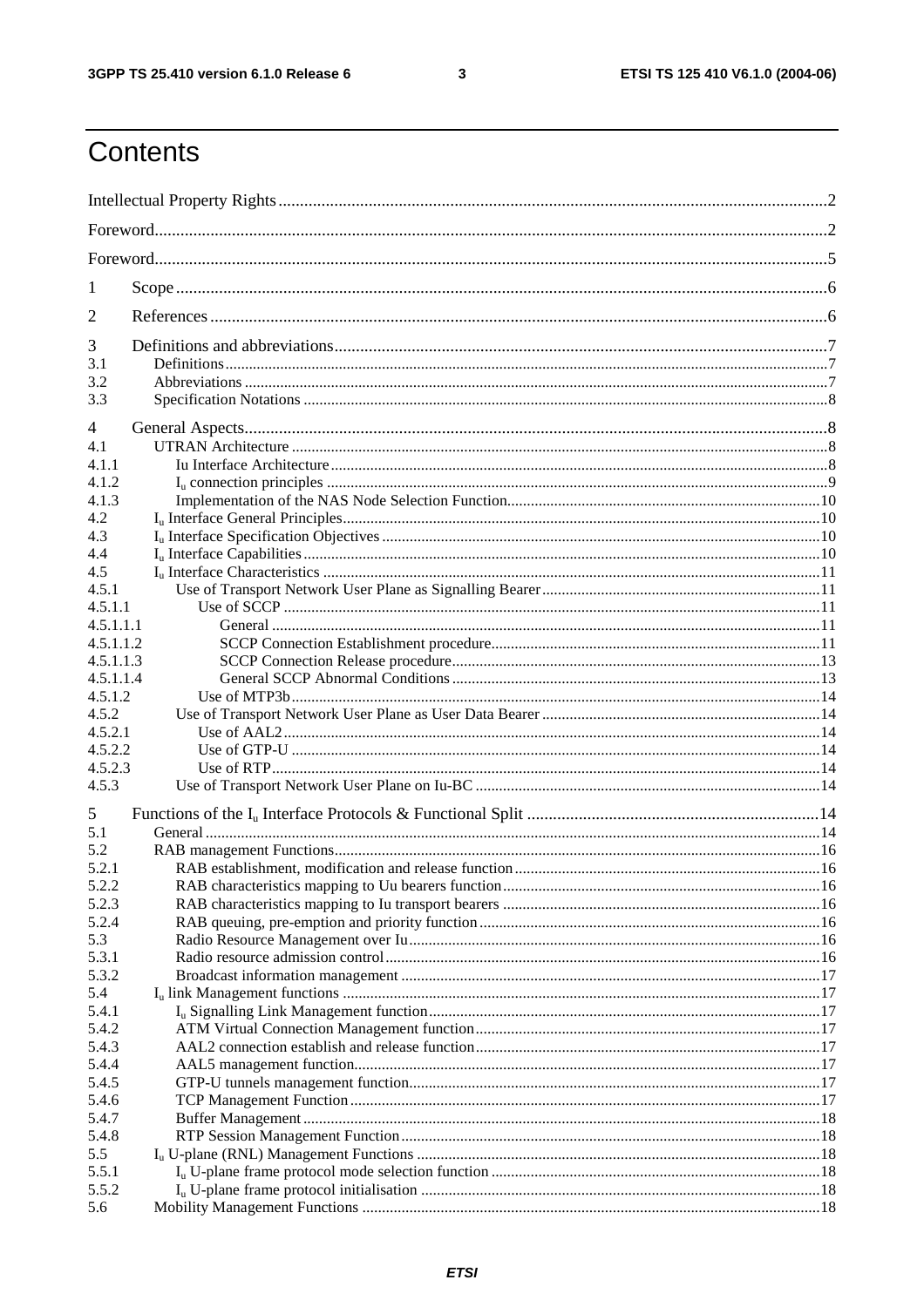# Contents

Intellectual Property Rights ....................................................................................................................................2

Foreword................................................................................................................................................................2

Foreword................................................................................................................................................................5

1 Scope ..................................................................................................................................................................6

2 References ..........................................................................................................................................................6

3 Definitions and abbreviations.............................................................................................................................7
3.1 Definitions.........................................................................................................................................................7
3.2 Abbreviations ....................................................................................................................................................7
3.3 Specification Notations .....................................................................................................................................8

4 General Aspects..................................................................................................................................................8
4.1 UTRAN Architecture ........................................................................................................................................8
4.1.1 Iu Interface Architecture ................................................................................................................................8
4.1.2 $I_u$ connection principles ...............................................................................................................................9
4.1.3 Implementation of the NAS Node Selection Function...................................................................................10
4.2 $I_u$ Interface General Principles.........................................................................................................................10
4.3 $I_u$ Interface Specification Objectives ...............................................................................................................10
4.4 $I_u$ Interface Capabilities ...................................................................................................................................10
4.5 $I_u$ Interface Characteristics ..............................................................................................................................11
4.5.1 Use of Transport Network User Plane as Signalling Bearer..........................................................................11
4.5.1.1 Use of SCCP ..............................................................................................................................................11
4.5.1.1.1 General ..................................................................................................................................................11
4.5.1.1.2 SCCP Connection Establishment procedure.............................................................................................11
4.5.1.1.3 SCCP Connection Release procedure.......................................................................................................13
4.5.1.1.4 General SCCP Abnormal Conditions .......................................................................................................13
4.5.1.2 Use of MTP3b.............................................................................................................................................14
4.5.2 Use of Transport Network User Plane as User Data Bearer ...........................................................................14
4.5.2.1 Use of AAL2................................................................................................................................................14
4.5.2.2 Use of GTP-U ..............................................................................................................................................14
4.5.2.3 Use of RTP...................................................................................................................................................14
4.5.3 Use of Transport Network User Plane on Iu-BC ............................................................................................14

5 Functions of the $I_u$ Interface Protocols & Functional Split ...............................................................................14
5.1 General ...............................................................................................................................................................14
5.2 RAB management Functions..............................................................................................................................16
5.2.1 RAB establishment, modification and release function..................................................................................16
5.2.2 RAB characteristics mapping to Uu bearers function.....................................................................................16
5.2.3 RAB characteristics mapping to Iu transport bearers .....................................................................................16
5.2.4 RAB queuing, pre-emption and priority function...........................................................................................16
5.3 Radio Resource Management over Iu.................................................................................................................16
5.3.1 Radio resource admission control...................................................................................................................16
5.3.2 Broadcast information management ...............................................................................................................17
5.4 $I_u$ link Management functions .........................................................................................................................17
5.4.1 $I_u$ Signalling Link Management function.........................................................................................................17
5.4.2 ATM Virtual Connection Management function.............................................................................................17
5.4.3 AAL2 connection establish and release function.............................................................................................17
5.4.4 AAL5 management function...........................................................................................................................17
5.4.5 GTP-U tunnels management function.............................................................................................................17
5.4.6 TCP Management Function ............................................................................................................................17
5.4.7 Buffer Management ........................................................................................................................................18
5.4.8 RTP Session Management Function...............................................................................................................18
5.5 $I_u$ U-plane (RNL) Management Functions .......................................................................................................18
5.5.1 $I_u$ U-plane frame protocol mode selection function .........................................................................................18
5.5.2 $I_u$ U-plane frame protocol initialisation ..........................................................................................................18
5.6 Mobility Management Functions .......................................................................................................................18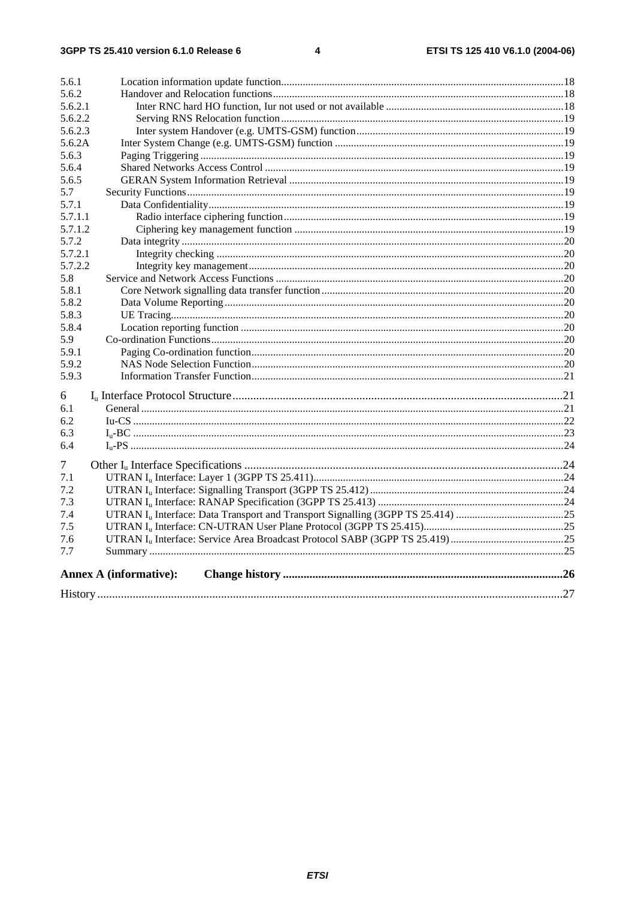5.6.1 Location information update function ... 18
5.6.2 Handover and Relocation functions ... 18
5.6.2.1 Inter RNC hard HO function, Iur not used or not available ... 18
5.6.2.2 Serving RNS Relocation function ... 19
5.6.2.3 Inter system Handover (e.g. UMTS-GSM) function ... 19
5.6.2A Inter System Change (e.g. UMTS-GSM) function ... 19
5.6.3 Paging Triggering ... 19
5.6.4 Shared Networks Access Control ... 19
5.6.5 GERAN System Information Retrieval ... 19
5.7 Security Functions ... 19
5.7.1 Data Confidentiality ... 19
5.7.1.1 Radio interface ciphering function ... 19
5.7.1.2 Ciphering key management function ... 19
5.7.2 Data integrity ... 20
5.7.2.1 Integrity checking ... 20
5.7.2.2 Integrity key management ... 20
5.8 Service and Network Access Functions ... 20
5.8.1 Core Network signalling data transfer function ... 20
5.8.2 Data Volume Reporting ... 20
5.8.3 UE Tracing ... 20
5.8.4 Location reporting function ... 20
5.9 Co-ordination Functions ... 20
5.9.1 Paging Co-ordination function ... 20
5.9.2 NAS Node Selection Function ... 20
5.9.3 Information Transfer Function ... 21

6 $I_u$ Interface Protocol Structure ... 21
6.1 General ... 21
6.2 Iu-CS ... 22
6.3 $I_u$-BC ... 23
6.4 $I_u$-PS ... 24

7 Other $I_u$ Interface Specifications ... 24
7.1 UTRAN $I_u$ Interface: Layer 1 (3GPP TS 25.411) ... 24
7.2 UTRAN $I_u$ Interface: Signalling Transport (3GPP TS 25.412) ... 24
7.3 UTRAN $I_u$ Interface: RANAP Specification (3GPP TS 25.413) ... 24
7.4 UTRAN $I_u$ Interface: Data Transport and Transport Signalling (3GPP TS 25.414) ... 25
7.5 UTRAN $I_u$ Interface: CN-UTRAN User Plane Protocol (3GPP TS 25.415) ... 25
7.6 UTRAN $I_u$ Interface: Service Area Broadcast Protocol SABP (3GPP TS 25.419) ... 25
7.7 Summary ... 25

**Annex A (informative): Change history ... 26**

History ... 27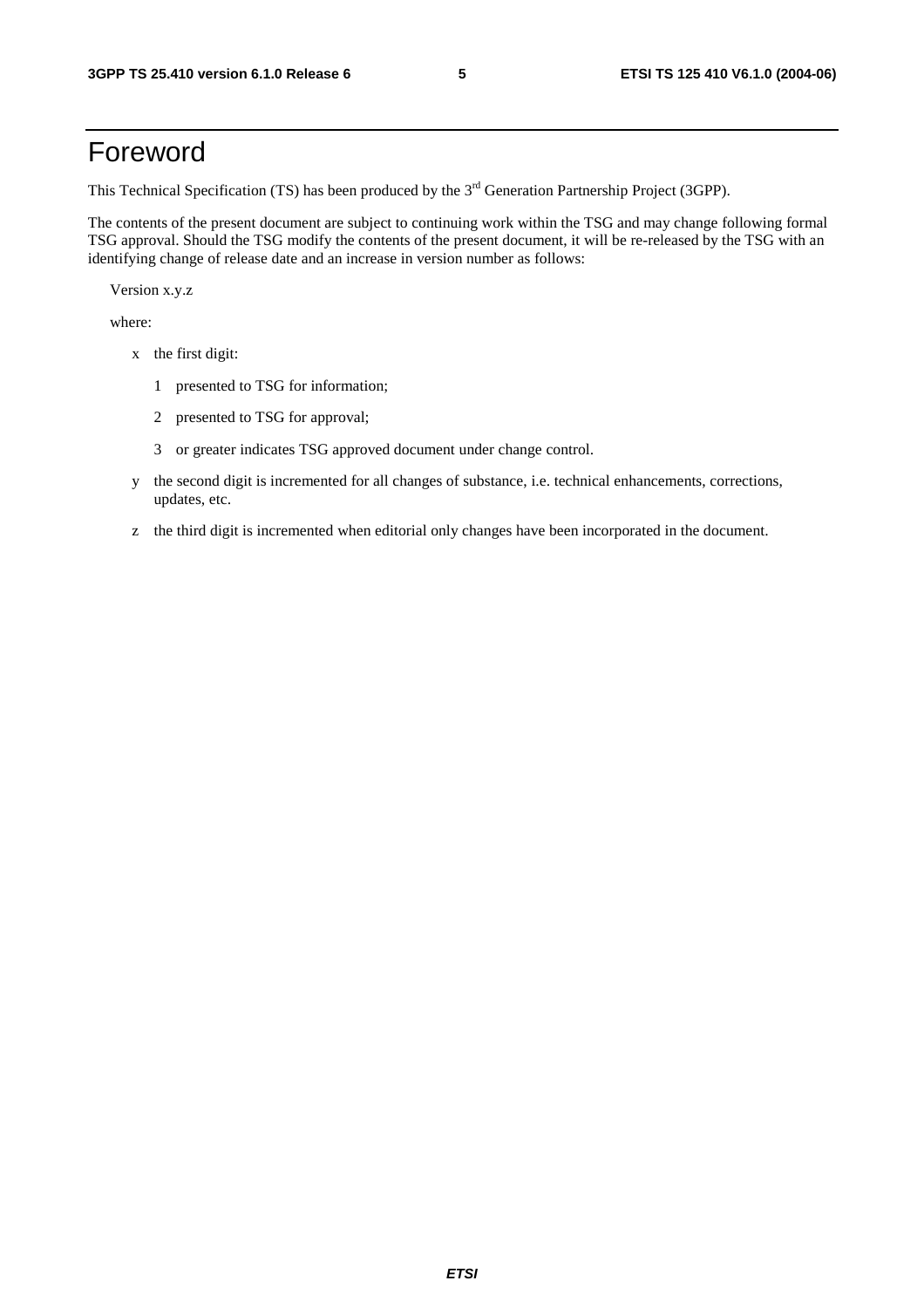# Foreword

This Technical Specification (TS) has been produced by the 3rd Generation Partnership Project (3GPP).

The contents of the present document are subject to continuing work within the TSG and may change following formal TSG approval. Should the TSG modify the contents of the present document, it will be re-released by the TSG with an identifying change of release date and an increase in version number as follows:

Version x.y.z

where:

- x the first digit:
  - 1 presented to TSG for information;
  - 2 presented to TSG for approval;
  - 3 or greater indicates TSG approved document under change control.
- y the second digit is incremented for all changes of substance, i.e. technical enhancements, corrections, updates, etc.
- z the third digit is incremented when editorial only changes have been incorporated in the document.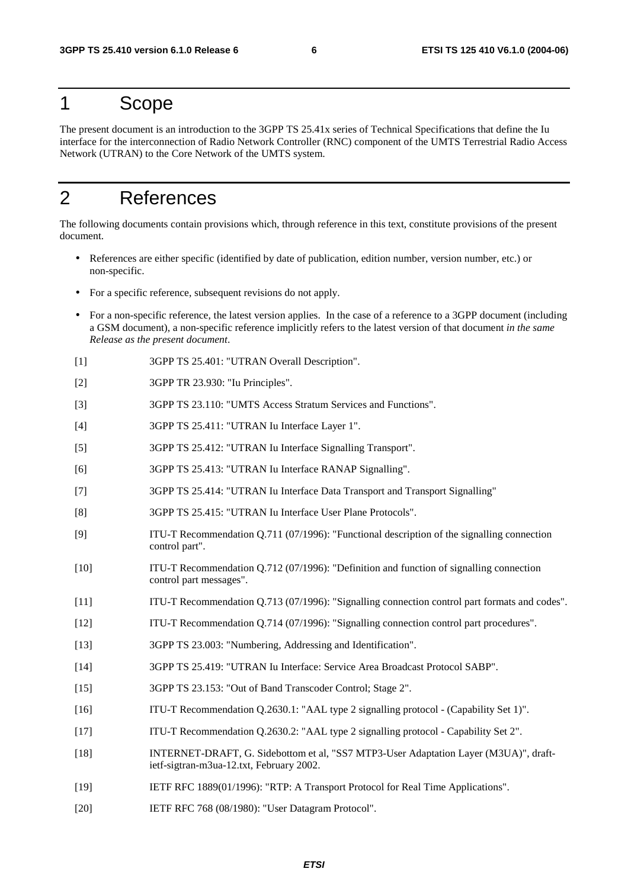# 1 Scope

The present document is an introduction to the 3GPP TS 25.41x series of Technical Specifications that define the Iu interface for the interconnection of Radio Network Controller (RNC) component of the UMTS Terrestrial Radio Access Network (UTRAN) to the Core Network of the UMTS system.

# 2 References

The following documents contain provisions which, through reference in this text, constitute provisions of the present document.

- References are either specific (identified by date of publication, edition number, version number, etc.) or non-specific.
- For a specific reference, subsequent revisions do not apply.
- For a non-specific reference, the latest version applies. In the case of a reference to a 3GPP document (including a GSM document), a non-specific reference implicitly refers to the latest version of that document *in the same Release as the present document*.

[1] 3GPP TS 25.401: "UTRAN Overall Description".

[2] 3GPP TR 23.930: "Iu Principles".

[3] 3GPP TS 23.110: "UMTS Access Stratum Services and Functions".

[4] 3GPP TS 25.411: "UTRAN Iu Interface Layer 1".

[5] 3GPP TS 25.412: "UTRAN Iu Interface Signalling Transport".

[6] 3GPP TS 25.413: "UTRAN Iu Interface RANAP Signalling".

[7] 3GPP TS 25.414: "UTRAN Iu Interface Data Transport and Transport Signalling"

[8] 3GPP TS 25.415: "UTRAN Iu Interface User Plane Protocols".

[9] ITU-T Recommendation Q.711 (07/1996): "Functional description of the signalling connection control part".

[10] ITU-T Recommendation Q.712 (07/1996): "Definition and function of signalling connection control part messages".

[11] ITU-T Recommendation Q.713 (07/1996): "Signalling connection control part formats and codes".

[12] ITU-T Recommendation Q.714 (07/1996): "Signalling connection control part procedures".

[13] 3GPP TS 23.003: "Numbering, Addressing and Identification".

[14] 3GPP TS 25.419: "UTRAN Iu Interface: Service Area Broadcast Protocol SABP".

[15] 3GPP TS 23.153: "Out of Band Transcoder Control; Stage 2".

[16] ITU-T Recommendation Q.2630.1: "AAL type 2 signalling protocol - (Capability Set 1)".

[17] ITU-T Recommendation Q.2630.2: "AAL type 2 signalling protocol - Capability Set 2".

[18] INTERNET-DRAFT, G. Sidebottom et al, "SS7 MTP3-User Adaptation Layer (M3UA)", draft-ietf-sigtran-m3ua-12.txt, February 2002.

[19] IETF RFC 1889(01/1996): "RTP: A Transport Protocol for Real Time Applications".

[20] IETF RFC 768 (08/1980): "User Datagram Protocol".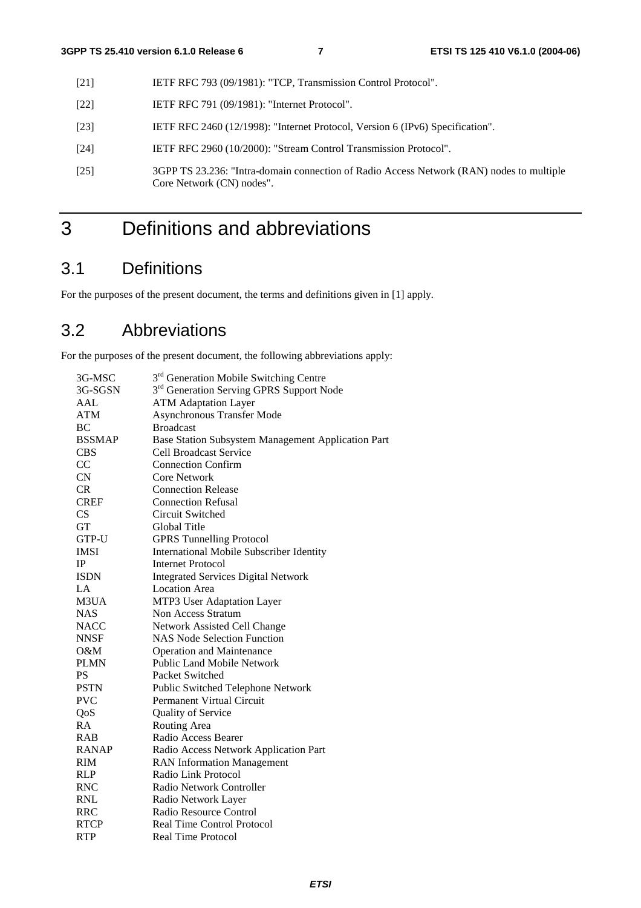[21] IETF RFC 793 (09/1981): "TCP, Transmission Control Protocol".

[22] IETF RFC 791 (09/1981): "Internet Protocol".

[23] IETF RFC 2460 (12/1998): "Internet Protocol, Version 6 (IPv6) Specification".

[24] IETF RFC 2960 (10/2000): "Stream Control Transmission Protocol".

[25] 3GPP TS 23.236: "Intra-domain connection of Radio Access Network (RAN) nodes to multiple Core Network (CN) nodes".

# 3 Definitions and abbreviations

## 3.1 Definitions

For the purposes of the present document, the terms and definitions given in [1] apply.

## 3.2 Abbreviations

For the purposes of the present document, the following abbreviations apply:

| | |
|---|---|
| 3G-MSC | 3rd Generation Mobile Switching Centre |
| 3G-SGSN | 3rd Generation Serving GPRS Support Node |
| AAL | ATM Adaptation Layer |
| ATM | Asynchronous Transfer Mode |
| BC | Broadcast |
| BSSMAP | Base Station Subsystem Management Application Part |
| CBS | Cell Broadcast Service |
| CC | Connection Confirm |
| CN | Core Network |
| CR | Connection Release |
| CREF | Connection Refusal |
| CS | Circuit Switched |
| GT | Global Title |
| GTP-U | GPRS Tunnelling Protocol |
| IMSI | International Mobile Subscriber Identity |
| IP | Internet Protocol |
| ISDN | Integrated Services Digital Network |
| LA | Location Area |
| M3UA | MTP3 User Adaptation Layer |
| NAS | Non Access Stratum |
| NACC | Network Assisted Cell Change |
| NNSF | NAS Node Selection Function |
| O&M | Operation and Maintenance |
| PLMN | Public Land Mobile Network |
| PS | Packet Switched |
| PSTN | Public Switched Telephone Network |
| PVC | Permanent Virtual Circuit |
| QoS | Quality of Service |
| RA | Routing Area |
| RAB | Radio Access Bearer |
| RANAP | Radio Access Network Application Part |
| RIM | RAN Information Management |
| RLP | Radio Link Protocol |
| RNC | Radio Network Controller |
| RNL | Radio Network Layer |
| RRC | Radio Resource Control |
| RTCP | Real Time Control Protocol |
| RTP | Real Time Protocol |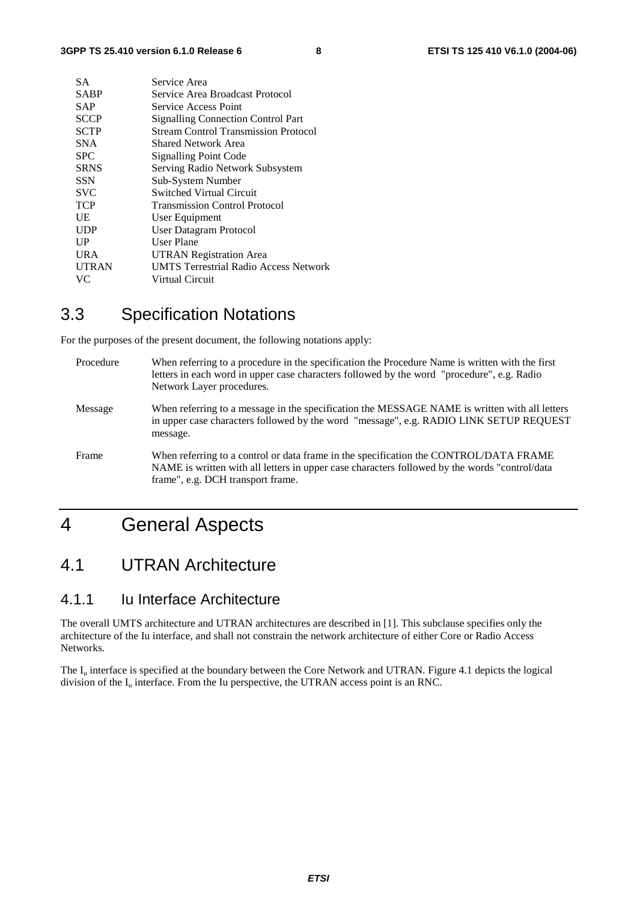| | |
|---|---|
| SA | Service Area |
| SABP | Service Area Broadcast Protocol |
| SAP | Service Access Point |
| SCCP | Signalling Connection Control Part |
| SCTP | Stream Control Transmission Protocol |
| SNA | Shared Network Area |
| SPC | Signalling Point Code |
| SRNS | Serving Radio Network Subsystem |
| SSN | Sub-System Number |
| SVC | Switched Virtual Circuit |
| TCP | Transmission Control Protocol |
| UE | User Equipment |
| UDP | User Datagram Protocol |
| UP | User Plane |
| URA | UTRAN Registration Area |
| UTRAN | UMTS Terrestrial Radio Access Network |
| VC | Virtual Circuit |

## 3.3 Specification Notations

For the purposes of the present document, the following notations apply:

| | |
|---|---|
| Procedure | When referring to a procedure in the specification the Procedure Name is written with the first letters in each word in upper case characters followed by the word "procedure", e.g. Radio Network Layer procedures. |
| Message | When referring to a message in the specification the MESSAGE NAME is written with all letters in upper case characters followed by the word "message", e.g. RADIO LINK SETUP REQUEST message. |
| Frame | When referring to a control or data frame in the specification the CONTROL/DATA FRAME NAME is written with all letters in upper case characters followed by the words "control/data frame", e.g. DCH transport frame. |

# 4 General Aspects

## 4.1 UTRAN Architecture

### 4.1.1 Iu Interface Architecture

The overall UMTS architecture and UTRAN architectures are described in [1]. This subclause specifies only the architecture of the Iu interface, and shall not constrain the network architecture of either Core or Radio Access Networks.

The $I_u$ interface is specified at the boundary between the Core Network and UTRAN. Figure 4.1 depicts the logical division of the $I_u$ interface. From the Iu perspective, the UTRAN access point is an RNC.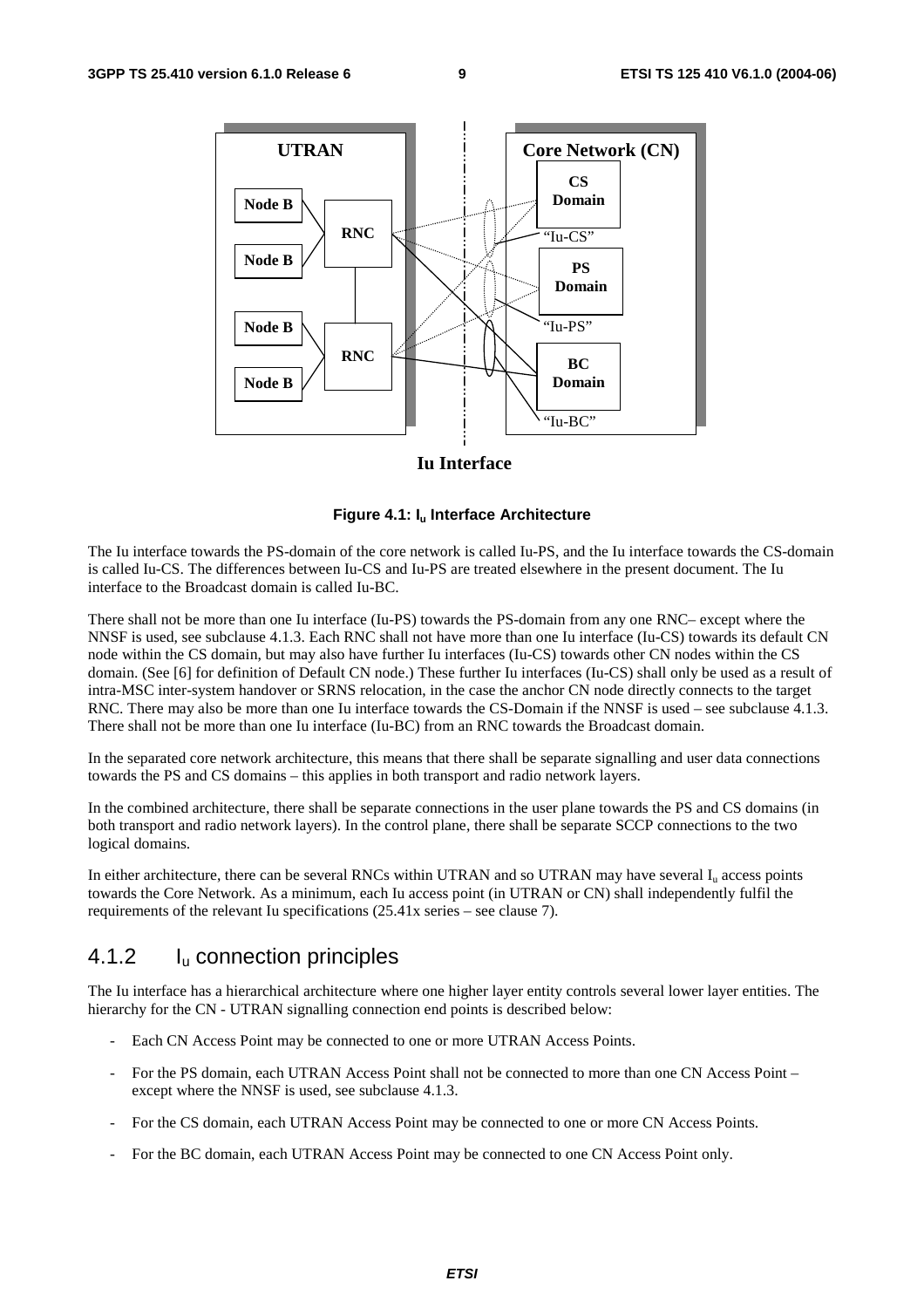**Figure 4.1: $I_u$ Interface Architecture**

The Iu interface towards the PS-domain of the core network is called Iu-PS, and the Iu interface towards the CS-domain is called Iu-CS. The differences between Iu-CS and Iu-PS are treated elsewhere in the present document. The Iu interface to the Broadcast domain is called Iu-BC.

There shall not be more than one Iu interface (Iu-PS) towards the PS-domain from any one RNC– except where the NNSF is used, see subclause 4.1.3. Each RNC shall not have more than one Iu interface (Iu-CS) towards its default CN node within the CS domain, but may also have further Iu interfaces (Iu-CS) towards other CN nodes within the CS domain. (See [6] for definition of Default CN node.) These further Iu interfaces (Iu-CS) shall only be used as a result of intra-MSC inter-system handover or SRNS relocation, in the case the anchor CN node directly connects to the target RNC. There may also be more than one Iu interface towards the CS-Domain if the NNSF is used – see subclause 4.1.3. There shall not be more than one Iu interface (Iu-BC) from an RNC towards the Broadcast domain.

In the separated core network architecture, this means that there shall be separate signalling and user data connections towards the PS and CS domains – this applies in both transport and radio network layers.

In the combined architecture, there shall be separate connections in the user plane towards the PS and CS domains (in both transport and radio network layers). In the control plane, there shall be separate SCCP connections to the two logical domains.

In either architecture, there can be several RNCs within UTRAN and so UTRAN may have several $I_u$ access points towards the Core Network. As a minimum, each Iu access point (in UTRAN or CN) shall independently fulfil the requirements of the relevant Iu specifications (25.41x series – see clause 7).

## 4.1.2 $I_u$ connection principles

The Iu interface has a hierarchical architecture where one higher layer entity controls several lower layer entities. The hierarchy for the CN - UTRAN signalling connection end points is described below:

- Each CN Access Point may be connected to one or more UTRAN Access Points.
- For the PS domain, each UTRAN Access Point shall not be connected to more than one CN Access Point – except where the NNSF is used, see subclause 4.1.3.
- For the CS domain, each UTRAN Access Point may be connected to one or more CN Access Points.
- For the BC domain, each UTRAN Access Point may be connected to one CN Access Point only.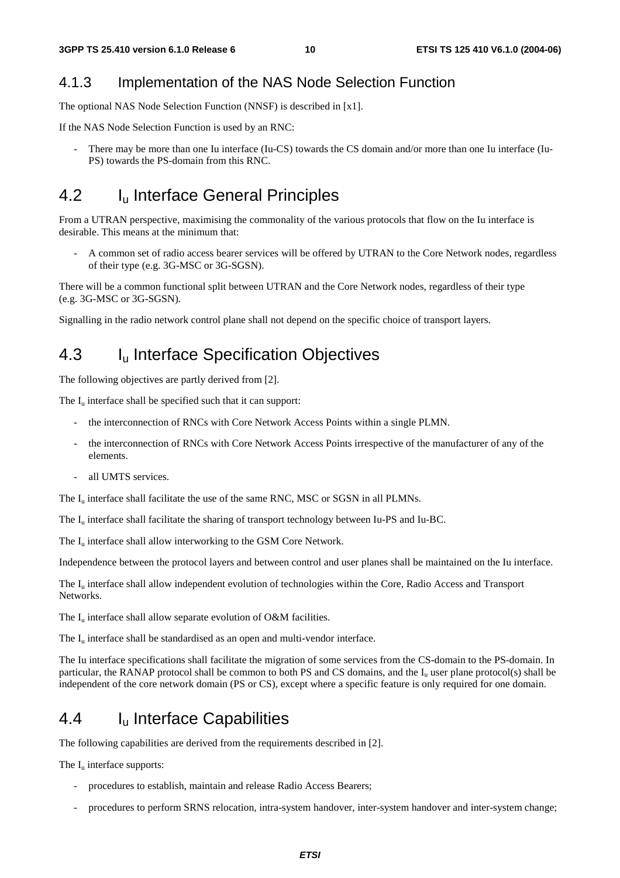### 4.1.3 Implementation of the NAS Node Selection Function

The optional NAS Node Selection Function (NNSF) is described in [x1].

If the NAS Node Selection Function is used by an RNC:

- There may be more than one Iu interface (Iu-CS) towards the CS domain and/or more than one Iu interface (Iu-PS) towards the PS-domain from this RNC.

## 4.2 $I_u$ Interface General Principles

From a UTRAN perspective, maximising the commonality of the various protocols that flow on the Iu interface is desirable. This means at the minimum that:

- A common set of radio access bearer services will be offered by UTRAN to the Core Network nodes, regardless of their type (e.g. 3G-MSC or 3G-SGSN).

There will be a common functional split between UTRAN and the Core Network nodes, regardless of their type (e.g. 3G-MSC or 3G-SGSN).

Signalling in the radio network control plane shall not depend on the specific choice of transport layers.

## 4.3 $I_u$ Interface Specification Objectives

The following objectives are partly derived from [2].

The $I_u$ interface shall be specified such that it can support:

- the interconnection of RNCs with Core Network Access Points within a single PLMN.
- the interconnection of RNCs with Core Network Access Points irrespective of the manufacturer of any of the elements.
- all UMTS services.

The $I_u$ interface shall facilitate the use of the same RNC, MSC or SGSN in all PLMNs.

The $I_u$ interface shall facilitate the sharing of transport technology between Iu-PS and Iu-BC.

The $I_u$ interface shall allow interworking to the GSM Core Network.

Independence between the protocol layers and between control and user planes shall be maintained on the Iu interface.

The $I_u$ interface shall allow independent evolution of technologies within the Core, Radio Access and Transport Networks.

The $I_u$ interface shall allow separate evolution of O&M facilities.

The $I_u$ interface shall be standardised as an open and multi-vendor interface.

The Iu interface specifications shall facilitate the migration of some services from the CS-domain to the PS-domain. In particular, the RANAP protocol shall be common to both PS and CS domains, and the $I_u$ user plane protocol(s) shall be independent of the core network domain (PS or CS), except where a specific feature is only required for one domain.

## 4.4 $I_u$ Interface Capabilities

The following capabilities are derived from the requirements described in [2].

The $I_u$ interface supports:

- procedures to establish, maintain and release Radio Access Bearers;
- procedures to perform SRNS relocation, intra-system handover, inter-system handover and inter-system change;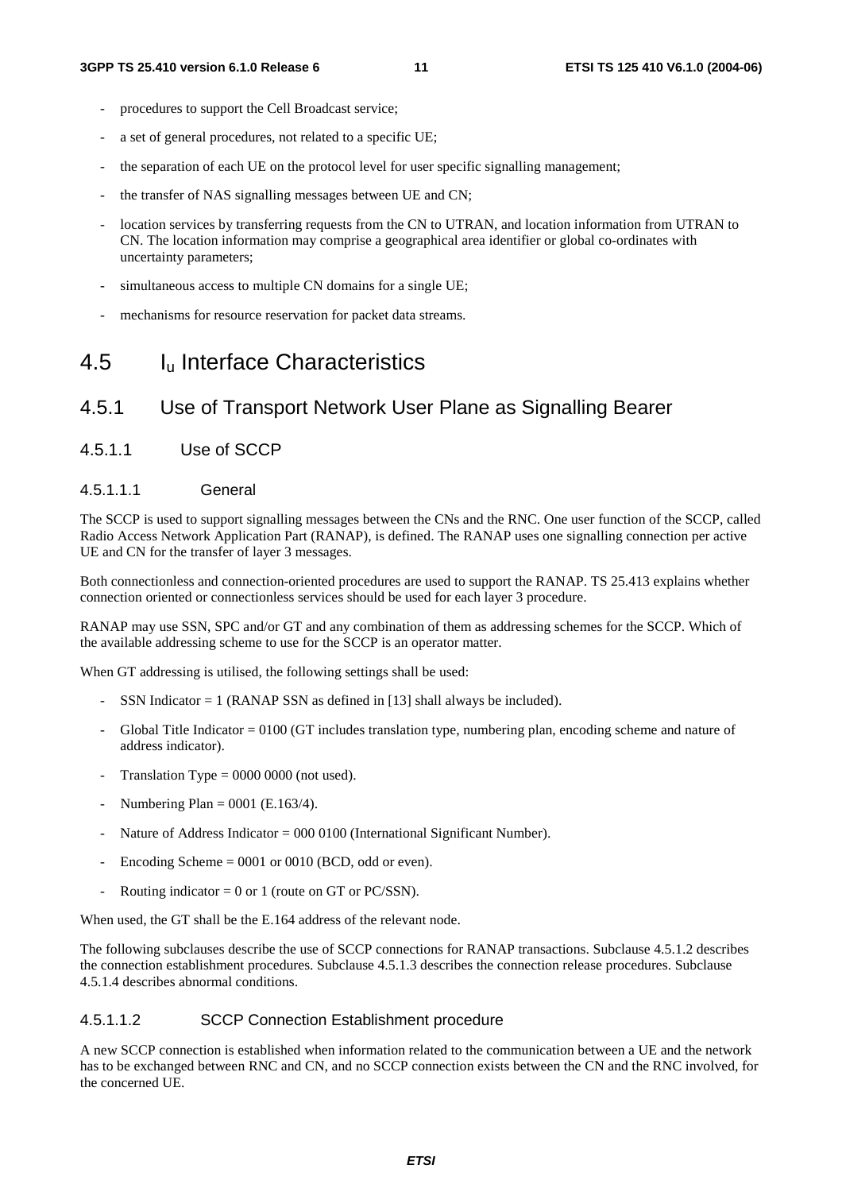- procedures to support the Cell Broadcast service;
- a set of general procedures, not related to a specific UE;
- the separation of each UE on the protocol level for user specific signalling management;
- the transfer of NAS signalling messages between UE and CN;
- location services by transferring requests from the CN to UTRAN, and location information from UTRAN to CN. The location information may comprise a geographical area identifier or global co-ordinates with uncertainty parameters;
- simultaneous access to multiple CN domains for a single UE;
- mechanisms for resource reservation for packet data streams.

# 4.5 $I_u$ Interface Characteristics

## 4.5.1 Use of Transport Network User Plane as Signalling Bearer

### 4.5.1.1 Use of SCCP

#### 4.5.1.1.1 General

The SCCP is used to support signalling messages between the CNs and the RNC. One user function of the SCCP, called Radio Access Network Application Part (RANAP), is defined. The RANAP uses one signalling connection per active UE and CN for the transfer of layer 3 messages.

Both connectionless and connection-oriented procedures are used to support the RANAP. TS 25.413 explains whether connection oriented or connectionless services should be used for each layer 3 procedure.

RANAP may use SSN, SPC and/or GT and any combination of them as addressing schemes for the SCCP. Which of the available addressing scheme to use for the SCCP is an operator matter.

When GT addressing is utilised, the following settings shall be used:

- SSN Indicator = 1 (RANAP SSN as defined in [13] shall always be included).
- Global Title Indicator = 0100 (GT includes translation type, numbering plan, encoding scheme and nature of address indicator).
- Translation Type = 0000 0000 (not used).
- Numbering Plan = 0001 (E.163/4).
- Nature of Address Indicator = 000 0100 (International Significant Number).
- Encoding Scheme = 0001 or 0010 (BCD, odd or even).
- Routing indicator = 0 or 1 (route on GT or PC/SSN).

When used, the GT shall be the E.164 address of the relevant node.

The following subclauses describe the use of SCCP connections for RANAP transactions. Subclause 4.5.1.2 describes the connection establishment procedures. Subclause 4.5.1.3 describes the connection release procedures. Subclause 4.5.1.4 describes abnormal conditions.

#### 4.5.1.1.2 SCCP Connection Establishment procedure

A new SCCP connection is established when information related to the communication between a UE and the network has to be exchanged between RNC and CN, and no SCCP connection exists between the CN and the RNC involved, for the concerned UE.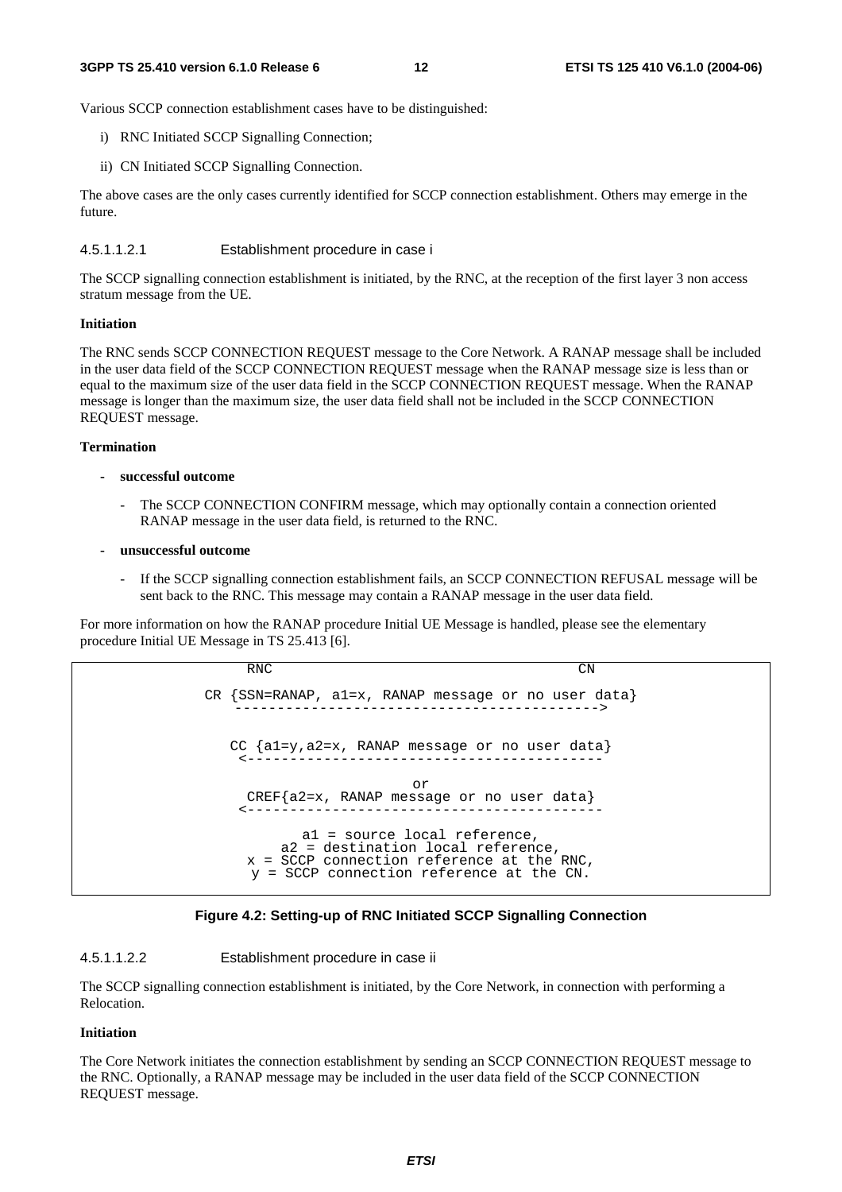Various SCCP connection establishment cases have to be distinguished:

i) RNC Initiated SCCP Signalling Connection;

ii) CN Initiated SCCP Signalling Connection.

The above cases are the only cases currently identified for SCCP connection establishment. Others may emerge in the future.

#### 4.5.1.1.2.1 Establishment procedure in case i

The SCCP signalling connection establishment is initiated, by the RNC, at the reception of the first layer 3 non access stratum message from the UE.

**Initiation**

The RNC sends SCCP CONNECTION REQUEST message to the Core Network. A RANAP message shall be included in the user data field of the SCCP CONNECTION REQUEST message when the RANAP message size is less than or equal to the maximum size of the user data field in the SCCP CONNECTION REQUEST message. When the RANAP message is longer than the maximum size, the user data field shall not be included in the SCCP CONNECTION REQUEST message.

**Termination**

- **successful outcome**
  - The SCCP CONNECTION CONFIRM message, which may optionally contain a connection oriented RANAP message in the user data field, is returned to the RNC.
- **unsuccessful outcome**
  - If the SCCP signalling connection establishment fails, an SCCP CONNECTION REFUSAL message will be sent back to the RNC. This message may contain a RANAP message in the user data field.

For more information on how the RANAP procedure Initial UE Message is handled, please see the elementary procedure Initial UE Message in TS 25.413 [6].

```
         RNC                                          CN

   CR {SSN=RANAP, a1=x, RANAP message or no user data}
      -------------------------------------------->

      CC {a1=y,a2=x, RANAP message or no user data}
      <-------------------------------------------

                           or
        CREF{a2=x, RANAP message or no user data}
      <-------------------------------------------

              a1 = source local reference,
            a2 = destination local reference,
         x = SCCP connection reference at the RNC,
          y = SCCP connection reference at the CN.
```

**Figure 4.2: Setting-up of RNC Initiated SCCP Signalling Connection**

#### 4.5.1.1.2.2 Establishment procedure in case ii

The SCCP signalling connection establishment is initiated, by the Core Network, in connection with performing a Relocation.

**Initiation**

The Core Network initiates the connection establishment by sending an SCCP CONNECTION REQUEST message to the RNC. Optionally, a RANAP message may be included in the user data field of the SCCP CONNECTION REQUEST message.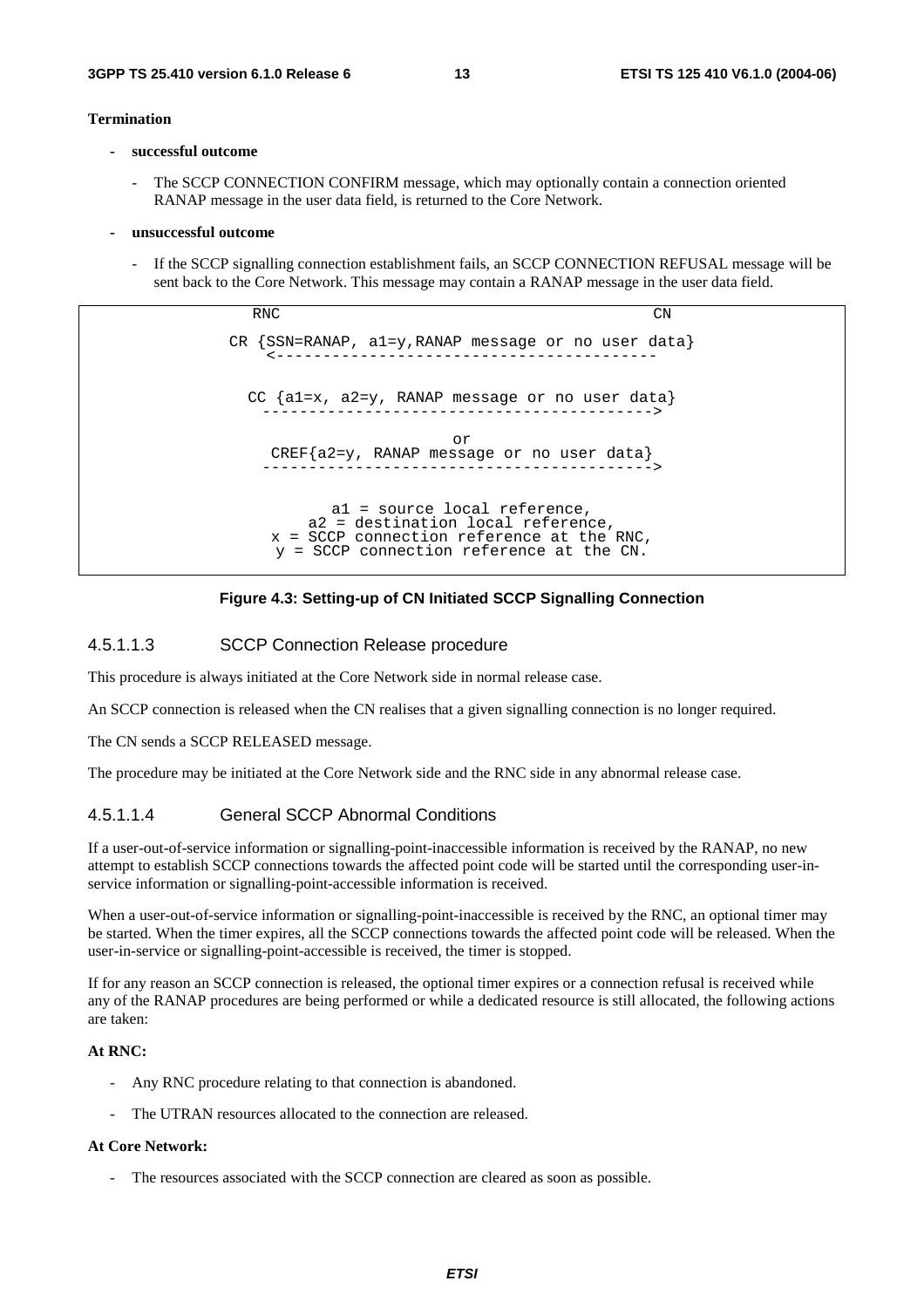**Termination**

- **successful outcome**
  - The SCCP CONNECTION CONFIRM message, which may optionally contain a connection oriented RANAP message in the user data field, is returned to the Core Network.
- **unsuccessful outcome**
  - If the SCCP signalling connection establishment fails, an SCCP CONNECTION REFUSAL message will be sent back to the Core Network. This message may contain a RANAP message in the user data field.

```
          RNC                                                  CN

        CR {SSN=RANAP, a1=y,RANAP message or no user data}
           <-----------------------------------------

          CC {a1=x, a2=y, RANAP message or no user data}
           ----------------------------------------->
                                   or
           CREF{a2=y, RANAP message or no user data}
           ----------------------------------------->

                    a1 = source local reference,
                  a2 = destination local reference,
              x = SCCP connection reference at the RNC,
               y = SCCP connection reference at the CN.
```

**Figure 4.3: Setting-up of CN Initiated SCCP Signalling Connection**

### 4.5.1.1.3 SCCP Connection Release procedure

This procedure is always initiated at the Core Network side in normal release case.

An SCCP connection is released when the CN realises that a given signalling connection is no longer required.

The CN sends a SCCP RELEASED message.

The procedure may be initiated at the Core Network side and the RNC side in any abnormal release case.

### 4.5.1.1.4 General SCCP Abnormal Conditions

If a user-out-of-service information or signalling-point-inaccessible information is received by the RANAP, no new attempt to establish SCCP connections towards the affected point code will be started until the corresponding user-in-service information or signalling-point-accessible information is received.

When a user-out-of-service information or signalling-point-inaccessible is received by the RNC, an optional timer may be started. When the timer expires, all the SCCP connections towards the affected point code will be released. When the user-in-service or signalling-point-accessible is received, the timer is stopped.

If for any reason an SCCP connection is released, the optional timer expires or a connection refusal is received while any of the RANAP procedures are being performed or while a dedicated resource is still allocated, the following actions are taken:

**At RNC:**

- Any RNC procedure relating to that connection is abandoned.
- The UTRAN resources allocated to the connection are released.

**At Core Network:**

- The resources associated with the SCCP connection are cleared as soon as possible.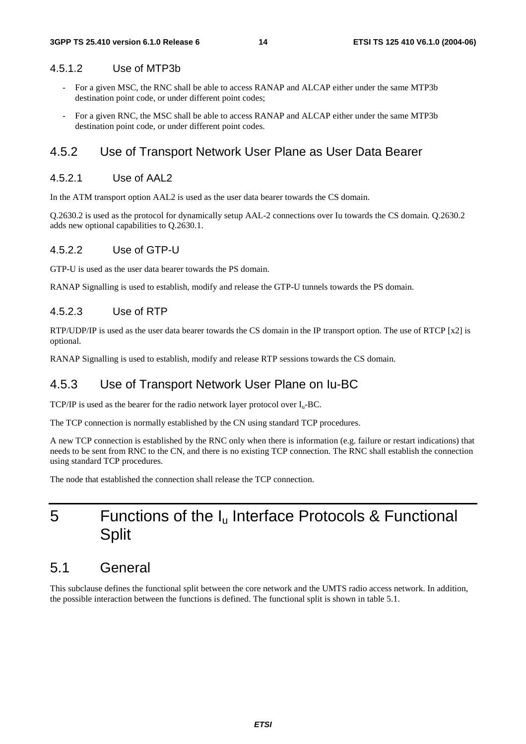#### 4.5.1.2 Use of MTP3b

- For a given MSC, the RNC shall be able to access RANAP and ALCAP either under the same MTP3b destination point code, or under different point codes;
- For a given RNC, the MSC shall be able to access RANAP and ALCAP either under the same MTP3b destination point code, or under different point codes.

### 4.5.2 Use of Transport Network User Plane as User Data Bearer

#### 4.5.2.1 Use of AAL2

In the ATM transport option AAL2 is used as the user data bearer towards the CS domain.

Q.2630.2 is used as the protocol for dynamically setup AAL-2 connections over Iu towards the CS domain. Q.2630.2 adds new optional capabilities to Q.2630.1.

#### 4.5.2.2 Use of GTP-U

GTP-U is used as the user data bearer towards the PS domain.

RANAP Signalling is used to establish, modify and release the GTP-U tunnels towards the PS domain.

#### 4.5.2.3 Use of RTP

RTP/UDP/IP is used as the user data bearer towards the CS domain in the IP transport option. The use of RTCP [x2] is optional.

RANAP Signalling is used to establish, modify and release RTP sessions towards the CS domain.

### 4.5.3 Use of Transport Network User Plane on Iu-BC

TCP/IP is used as the bearer for the radio network layer protocol over $I_u$-BC.

The TCP connection is normally established by the CN using standard TCP procedures.

A new TCP connection is established by the RNC only when there is information (e.g. failure or restart indications) that needs to be sent from RNC to the CN, and there is no existing TCP connection. The RNC shall establish the connection using standard TCP procedures.

The node that established the connection shall release the TCP connection.

# 5 Functions of the $I_u$ Interface Protocols & Functional Split

## 5.1 General

This subclause defines the functional split between the core network and the UMTS radio access network. In addition, the possible interaction between the functions is defined. The functional split is shown in table 5.1.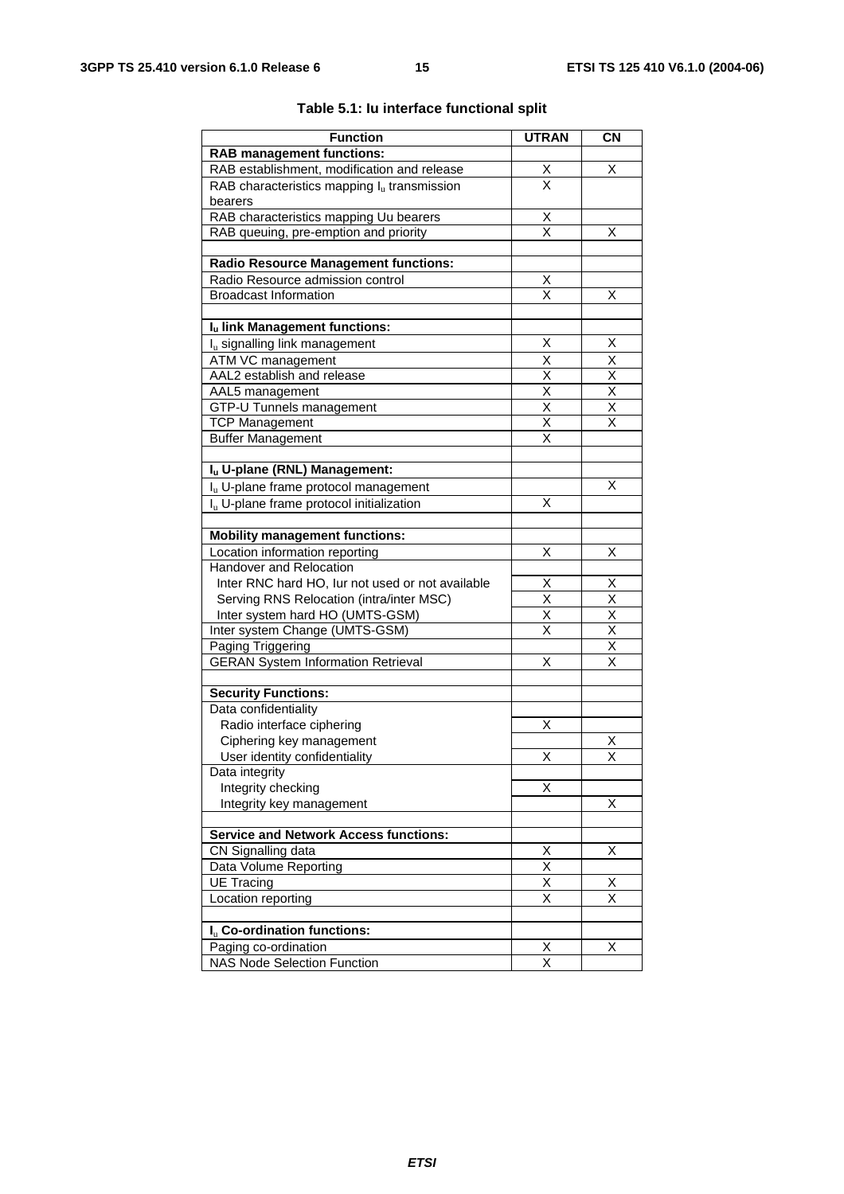**Table 5.1: Iu interface functional split**

| Function | UTRAN | CN |
|---|---|---|
| **RAB management functions:** | | |
| RAB establishment, modification and release | X | X |
| RAB characteristics mapping $I_u$ transmission bearers | X | |
| RAB characteristics mapping Uu bearers | X | |
| RAB queuing, pre-emption and priority | X | X |
| | | |
| **Radio Resource Management functions:** | | |
| Radio Resource admission control | X | |
| Broadcast Information | X | X |
| | | |
| **$I_u$ link Management functions:** | | |
| $I_u$ signalling link management | X | X |
| ATM VC management | X | X |
| AAL2 establish and release | X | X |
| AAL5 management | X | X |
| GTP-U Tunnels management | X | X |
| TCP Management | X | X |
| Buffer Management | X | |
| | | |
| **$I_u$ U-plane (RNL) Management:** | | |
| $I_u$ U-plane frame protocol management | | X |
| $I_u$ U-plane frame protocol initialization | X | |
| | | |
| **Mobility management functions:** | | |
| Location information reporting | X | X |
| Handover and Relocation | | |
| Inter RNC hard HO, Iur not used or not available | X | X |
| Serving RNS Relocation (intra/inter MSC) | X | X |
| Inter system hard HO (UMTS-GSM) | X | X |
| Inter system Change (UMTS-GSM) | X | X |
| Paging Triggering | | X |
| GERAN System Information Retrieval | X | X |
| | | |
| **Security Functions:** | | |
| Data confidentiality | | |
| Radio interface ciphering | X | |
| Ciphering key management | | X |
| User identity confidentiality | X | X |
| Data integrity | | |
| Integrity checking | X | |
| Integrity key management | | X |
| | | |
| **Service and Network Access functions:** | | |
| CN Signalling data | X | X |
| Data Volume Reporting | X | |
| UE Tracing | X | X |
| Location reporting | X | X |
| | | |
| **$I_u$ Co-ordination functions:** | | |
| Paging co-ordination | X | X |
| NAS Node Selection Function | X | |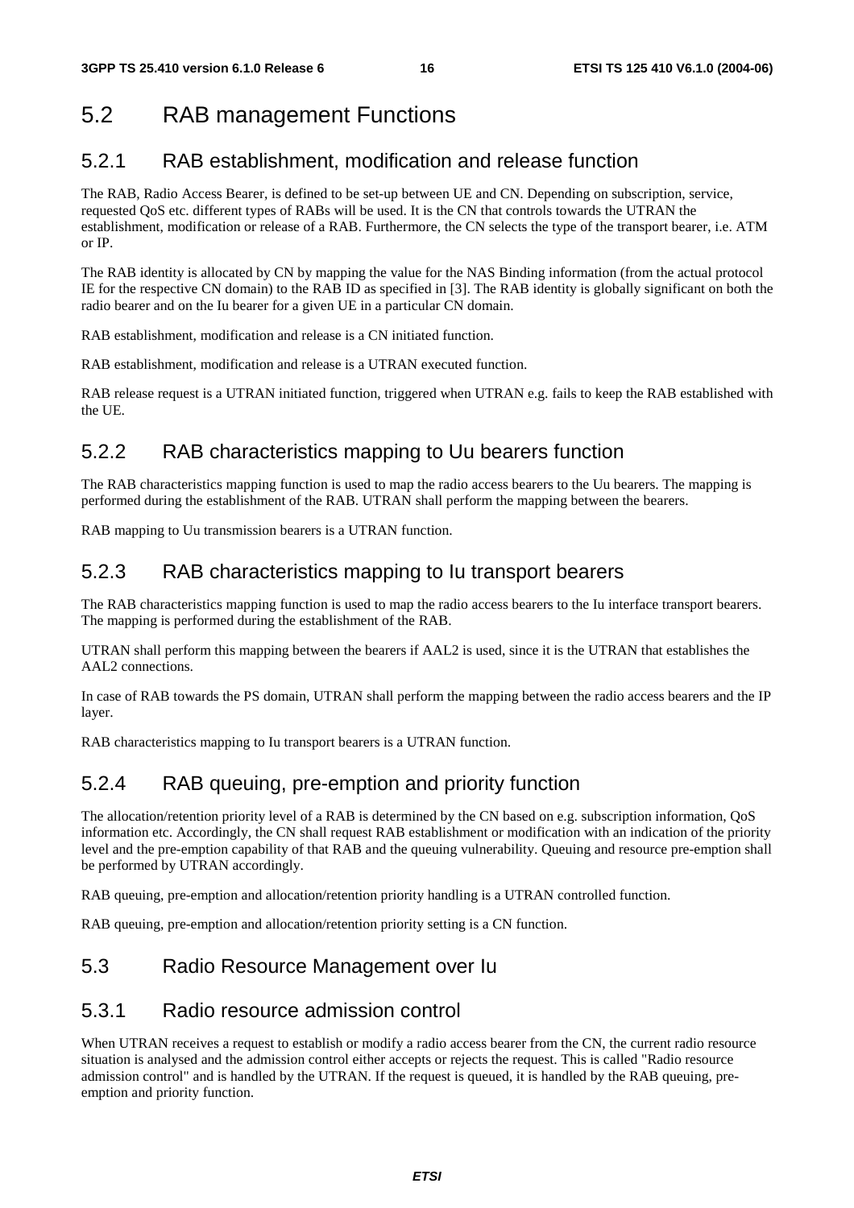## 5.2 RAB management Functions

### 5.2.1 RAB establishment, modification and release function

The RAB, Radio Access Bearer, is defined to be set-up between UE and CN. Depending on subscription, service, requested QoS etc. different types of RABs will be used. It is the CN that controls towards the UTRAN the establishment, modification or release of a RAB. Furthermore, the CN selects the type of the transport bearer, i.e. ATM or IP.

The RAB identity is allocated by CN by mapping the value for the NAS Binding information (from the actual protocol IE for the respective CN domain) to the RAB ID as specified in [3]. The RAB identity is globally significant on both the radio bearer and on the Iu bearer for a given UE in a particular CN domain.

RAB establishment, modification and release is a CN initiated function.

RAB establishment, modification and release is a UTRAN executed function.

RAB release request is a UTRAN initiated function, triggered when UTRAN e.g. fails to keep the RAB established with the UE.

### 5.2.2 RAB characteristics mapping to Uu bearers function

The RAB characteristics mapping function is used to map the radio access bearers to the Uu bearers. The mapping is performed during the establishment of the RAB. UTRAN shall perform the mapping between the bearers.

RAB mapping to Uu transmission bearers is a UTRAN function.

### 5.2.3 RAB characteristics mapping to Iu transport bearers

The RAB characteristics mapping function is used to map the radio access bearers to the Iu interface transport bearers. The mapping is performed during the establishment of the RAB.

UTRAN shall perform this mapping between the bearers if AAL2 is used, since it is the UTRAN that establishes the AAL2 connections.

In case of RAB towards the PS domain, UTRAN shall perform the mapping between the radio access bearers and the IP layer.

RAB characteristics mapping to Iu transport bearers is a UTRAN function.

### 5.2.4 RAB queuing, pre-emption and priority function

The allocation/retention priority level of a RAB is determined by the CN based on e.g. subscription information, QoS information etc. Accordingly, the CN shall request RAB establishment or modification with an indication of the priority level and the pre-emption capability of that RAB and the queuing vulnerability. Queuing and resource pre-emption shall be performed by UTRAN accordingly.

RAB queuing, pre-emption and allocation/retention priority handling is a UTRAN controlled function.

RAB queuing, pre-emption and allocation/retention priority setting is a CN function.

## 5.3 Radio Resource Management over Iu

### 5.3.1 Radio resource admission control

When UTRAN receives a request to establish or modify a radio access bearer from the CN, the current radio resource situation is analysed and the admission control either accepts or rejects the request. This is called "Radio resource admission control" and is handled by the UTRAN. If the request is queued, it is handled by the RAB queuing, pre-emption and priority function.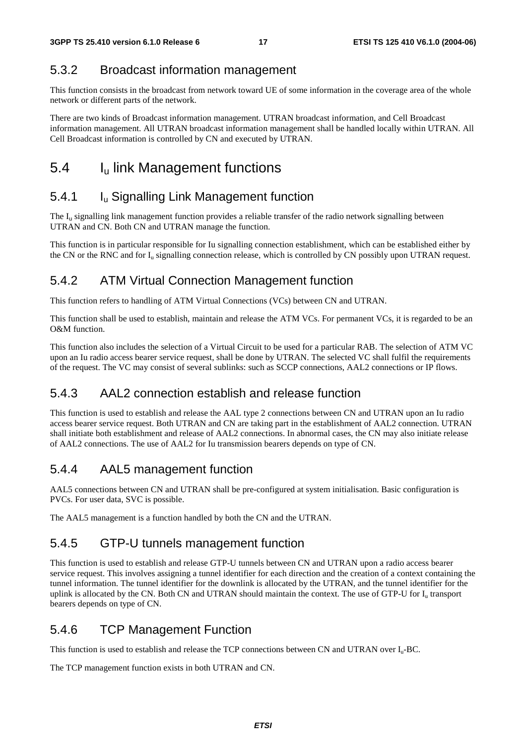### 5.3.2 Broadcast information management

This function consists in the broadcast from network toward UE of some information in the coverage area of the whole network or different parts of the network.

There are two kinds of Broadcast information management. UTRAN broadcast information, and Cell Broadcast information management. All UTRAN broadcast information management shall be handled locally within UTRAN. All Cell Broadcast information is controlled by CN and executed by UTRAN.

## 5.4 $I_u$ link Management functions

### 5.4.1 $I_u$ Signalling Link Management function

The $I_u$ signalling link management function provides a reliable transfer of the radio network signalling between UTRAN and CN. Both CN and UTRAN manage the function.

This function is in particular responsible for Iu signalling connection establishment, which can be established either by the CN or the RNC and for $I_u$ signalling connection release, which is controlled by CN possibly upon UTRAN request.

### 5.4.2 ATM Virtual Connection Management function

This function refers to handling of ATM Virtual Connections (VCs) between CN and UTRAN.

This function shall be used to establish, maintain and release the ATM VCs. For permanent VCs, it is regarded to be an O&M function.

This function also includes the selection of a Virtual Circuit to be used for a particular RAB. The selection of ATM VC upon an Iu radio access bearer service request, shall be done by UTRAN. The selected VC shall fulfil the requirements of the request. The VC may consist of several sublinks: such as SCCP connections, AAL2 connections or IP flows.

### 5.4.3 AAL2 connection establish and release function

This function is used to establish and release the AAL type 2 connections between CN and UTRAN upon an Iu radio access bearer service request. Both UTRAN and CN are taking part in the establishment of AAL2 connection. UTRAN shall initiate both establishment and release of AAL2 connections. In abnormal cases, the CN may also initiate release of AAL2 connections. The use of AAL2 for Iu transmission bearers depends on type of CN.

### 5.4.4 AAL5 management function

AAL5 connections between CN and UTRAN shall be pre-configured at system initialisation. Basic configuration is PVCs. For user data, SVC is possible.

The AAL5 management is a function handled by both the CN and the UTRAN.

### 5.4.5 GTP-U tunnels management function

This function is used to establish and release GTP-U tunnels between CN and UTRAN upon a radio access bearer service request. This involves assigning a tunnel identifier for each direction and the creation of a context containing the tunnel information. The tunnel identifier for the downlink is allocated by the UTRAN, and the tunnel identifier for the uplink is allocated by the CN. Both CN and UTRAN should maintain the context. The use of GTP-U for $I_u$ transport bearers depends on type of CN.

### 5.4.6 TCP Management Function

This function is used to establish and release the TCP connections between CN and UTRAN over $I_u$-BC.

The TCP management function exists in both UTRAN and CN.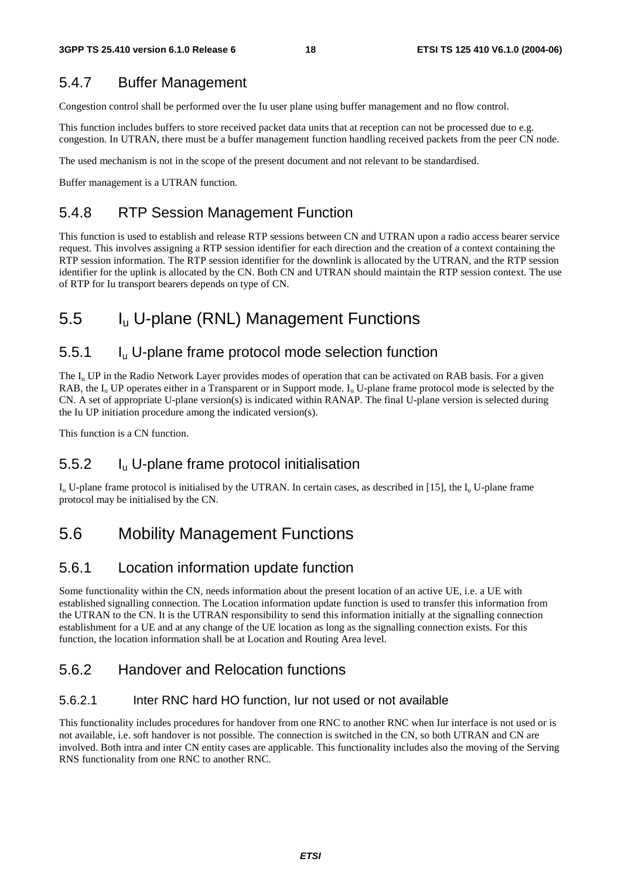### 5.4.7 Buffer Management

Congestion control shall be performed over the Iu user plane using buffer management and no flow control.

This function includes buffers to store received packet data units that at reception can not be processed due to e.g. congestion. In UTRAN, there must be a buffer management function handling received packets from the peer CN node.

The used mechanism is not in the scope of the present document and not relevant to be standardised.

Buffer management is a UTRAN function.

### 5.4.8 RTP Session Management Function

This function is used to establish and release RTP sessions between CN and UTRAN upon a radio access bearer service request. This involves assigning a RTP session identifier for each direction and the creation of a context containing the RTP session information. The RTP session identifier for the downlink is allocated by the UTRAN, and the RTP session identifier for the uplink is allocated by the CN. Both CN and UTRAN should maintain the RTP session context. The use of RTP for Iu transport bearers depends on type of CN.

## 5.5 $I_u$ U-plane (RNL) Management Functions

### 5.5.1 $I_u$ U-plane frame protocol mode selection function

The $I_u$ UP in the Radio Network Layer provides modes of operation that can be activated on RAB basis. For a given RAB, the $I_u$ UP operates either in a Transparent or in Support mode. $I_u$ U-plane frame protocol mode is selected by the CN. A set of appropriate U-plane version(s) is indicated within RANAP. The final U-plane version is selected during the Iu UP initiation procedure among the indicated version(s).

This function is a CN function.

### 5.5.2 $I_u$ U-plane frame protocol initialisation

$I_u$ U-plane frame protocol is initialised by the UTRAN. In certain cases, as described in [15], the $I_u$ U-plane frame protocol may be initialised by the CN.

## 5.6 Mobility Management Functions

### 5.6.1 Location information update function

Some functionality within the CN, needs information about the present location of an active UE, i.e. a UE with established signalling connection. The Location information update function is used to transfer this information from the UTRAN to the CN. It is the UTRAN responsibility to send this information initially at the signalling connection establishment for a UE and at any change of the UE location as long as the signalling connection exists. For this function, the location information shall be at Location and Routing Area level.

### 5.6.2 Handover and Relocation functions

#### 5.6.2.1 Inter RNC hard HO function, Iur not used or not available

This functionality includes procedures for handover from one RNC to another RNC when Iur interface is not used or is not available, i.e. soft handover is not possible. The connection is switched in the CN, so both UTRAN and CN are involved. Both intra and inter CN entity cases are applicable. This functionality includes also the moving of the Serving RNS functionality from one RNC to another RNC.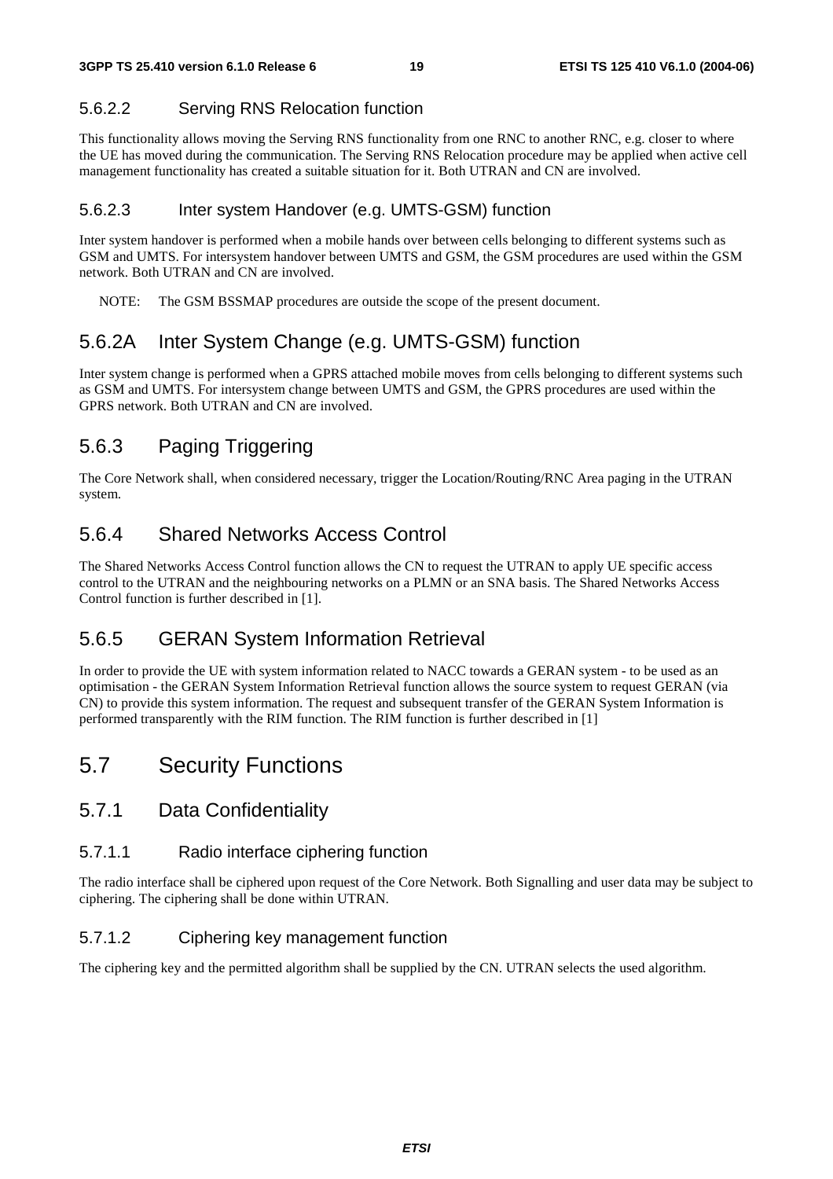#### 5.6.2.2 Serving RNS Relocation function

This functionality allows moving the Serving RNS functionality from one RNC to another RNC, e.g. closer to where the UE has moved during the communication. The Serving RNS Relocation procedure may be applied when active cell management functionality has created a suitable situation for it. Both UTRAN and CN are involved.

#### 5.6.2.3 Inter system Handover (e.g. UMTS-GSM) function

Inter system handover is performed when a mobile hands over between cells belonging to different systems such as GSM and UMTS. For intersystem handover between UMTS and GSM, the GSM procedures are used within the GSM network. Both UTRAN and CN are involved.

NOTE: The GSM BSSMAP procedures are outside the scope of the present document.

### 5.6.2A Inter System Change (e.g. UMTS-GSM) function

Inter system change is performed when a GPRS attached mobile moves from cells belonging to different systems such as GSM and UMTS. For intersystem change between UMTS and GSM, the GPRS procedures are used within the GPRS network. Both UTRAN and CN are involved.

### 5.6.3 Paging Triggering

The Core Network shall, when considered necessary, trigger the Location/Routing/RNC Area paging in the UTRAN system.

### 5.6.4 Shared Networks Access Control

The Shared Networks Access Control function allows the CN to request the UTRAN to apply UE specific access control to the UTRAN and the neighbouring networks on a PLMN or an SNA basis. The Shared Networks Access Control function is further described in [1].

### 5.6.5 GERAN System Information Retrieval

In order to provide the UE with system information related to NACC towards a GERAN system - to be used as an optimisation - the GERAN System Information Retrieval function allows the source system to request GERAN (via CN) to provide this system information. The request and subsequent transfer of the GERAN System Information is performed transparently with the RIM function. The RIM function is further described in [1]

## 5.7 Security Functions

### 5.7.1 Data Confidentiality

#### 5.7.1.1 Radio interface ciphering function

The radio interface shall be ciphered upon request of the Core Network. Both Signalling and user data may be subject to ciphering. The ciphering shall be done within UTRAN.

#### 5.7.1.2 Ciphering key management function

The ciphering key and the permitted algorithm shall be supplied by the CN. UTRAN selects the used algorithm.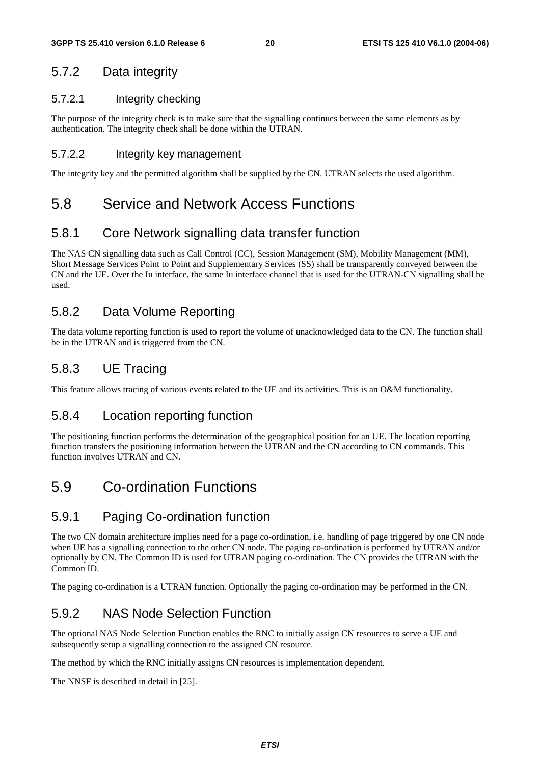### 5.7.2 Data integrity

#### 5.7.2.1 Integrity checking

The purpose of the integrity check is to make sure that the signalling continues between the same elements as by authentication. The integrity check shall be done within the UTRAN.

#### 5.7.2.2 Integrity key management

The integrity key and the permitted algorithm shall be supplied by the CN. UTRAN selects the used algorithm.

## 5.8 Service and Network Access Functions

### 5.8.1 Core Network signalling data transfer function

The NAS CN signalling data such as Call Control (CC), Session Management (SM), Mobility Management (MM), Short Message Services Point to Point and Supplementary Services (SS) shall be transparently conveyed between the CN and the UE. Over the Iu interface, the same Iu interface channel that is used for the UTRAN-CN signalling shall be used.

### 5.8.2 Data Volume Reporting

The data volume reporting function is used to report the volume of unacknowledged data to the CN. The function shall be in the UTRAN and is triggered from the CN.

### 5.8.3 UE Tracing

This feature allows tracing of various events related to the UE and its activities. This is an O&M functionality.

### 5.8.4 Location reporting function

The positioning function performs the determination of the geographical position for an UE. The location reporting function transfers the positioning information between the UTRAN and the CN according to CN commands. This function involves UTRAN and CN.

## 5.9 Co-ordination Functions

### 5.9.1 Paging Co-ordination function

The two CN domain architecture implies need for a page co-ordination, i.e. handling of page triggered by one CN node when UE has a signalling connection to the other CN node. The paging co-ordination is performed by UTRAN and/or optionally by CN. The Common ID is used for UTRAN paging co-ordination. The CN provides the UTRAN with the Common ID.

The paging co-ordination is a UTRAN function. Optionally the paging co-ordination may be performed in the CN.

### 5.9.2 NAS Node Selection Function

The optional NAS Node Selection Function enables the RNC to initially assign CN resources to serve a UE and subsequently setup a signalling connection to the assigned CN resource.

The method by which the RNC initially assigns CN resources is implementation dependent.

The NNSF is described in detail in [25].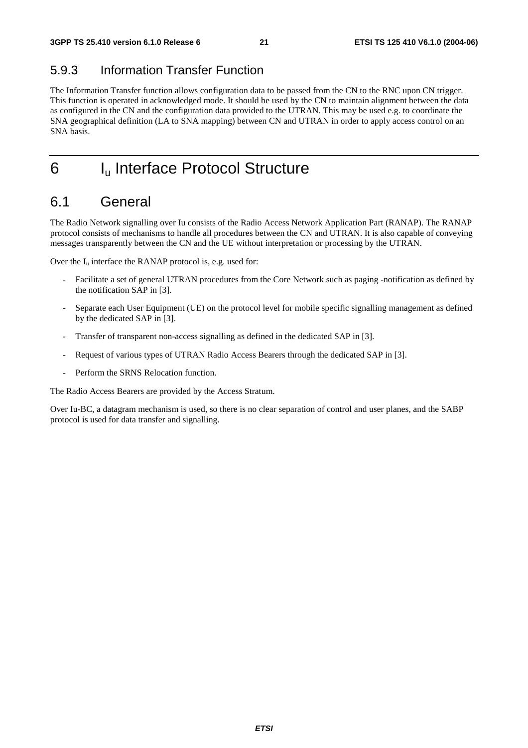### 5.9.3 Information Transfer Function

The Information Transfer function allows configuration data to be passed from the CN to the RNC upon CN trigger. This function is operated in acknowledged mode. It should be used by the CN to maintain alignment between the data as configured in the CN and the configuration data provided to the UTRAN. This may be used e.g. to coordinate the SNA geographical definition (LA to SNA mapping) between CN and UTRAN in order to apply access control on an SNA basis.

# 6 $I_u$ Interface Protocol Structure

## 6.1 General

The Radio Network signalling over Iu consists of the Radio Access Network Application Part (RANAP). The RANAP protocol consists of mechanisms to handle all procedures between the CN and UTRAN. It is also capable of conveying messages transparently between the CN and the UE without interpretation or processing by the UTRAN.

Over the $I_u$ interface the RANAP protocol is, e.g. used for:

- Facilitate a set of general UTRAN procedures from the Core Network such as paging -notification as defined by the notification SAP in [3].
- Separate each User Equipment (UE) on the protocol level for mobile specific signalling management as defined by the dedicated SAP in [3].
- Transfer of transparent non-access signalling as defined in the dedicated SAP in [3].
- Request of various types of UTRAN Radio Access Bearers through the dedicated SAP in [3].
- Perform the SRNS Relocation function.

The Radio Access Bearers are provided by the Access Stratum.

Over Iu-BC, a datagram mechanism is used, so there is no clear separation of control and user planes, and the SABP protocol is used for data transfer and signalling.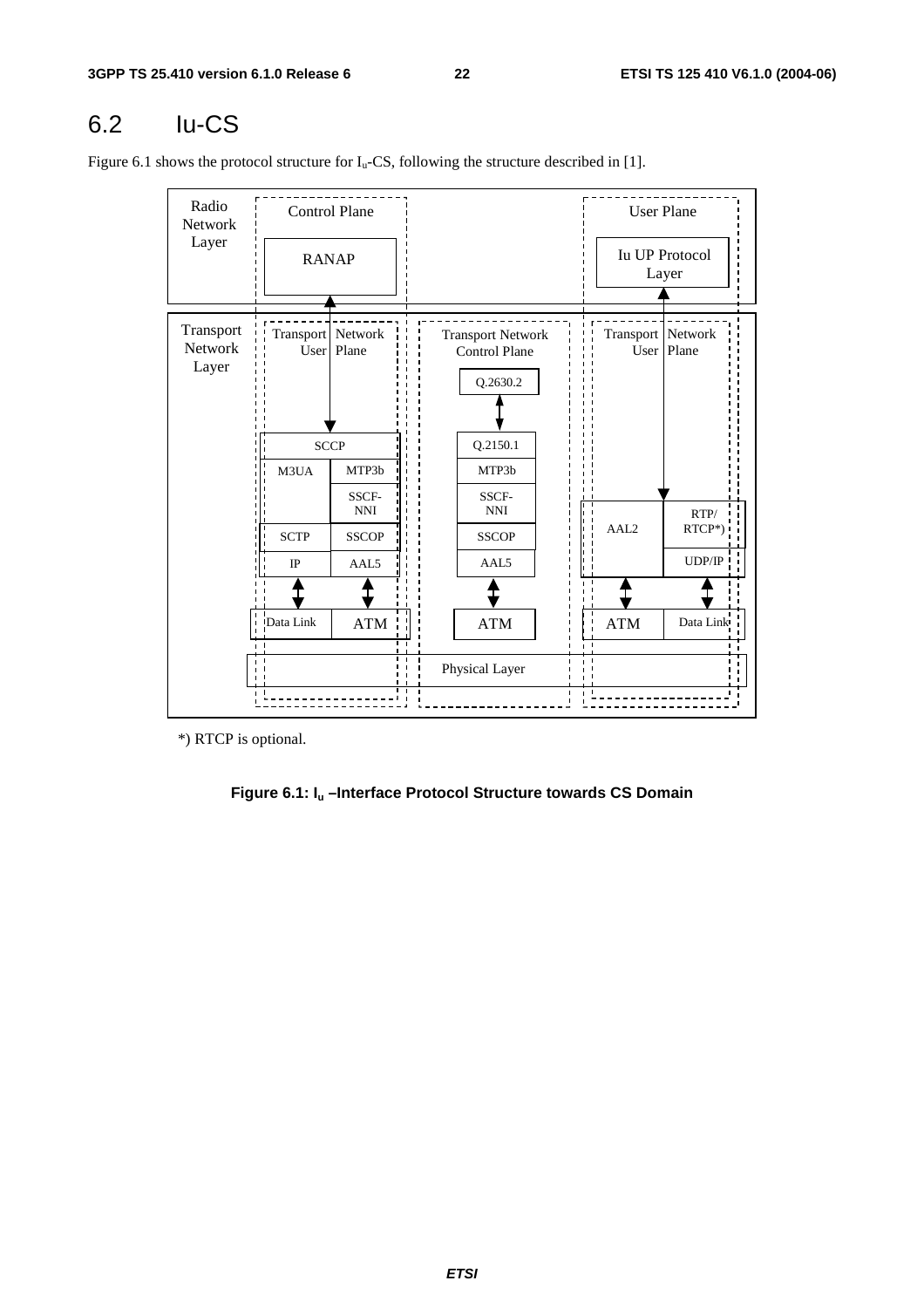## 6.2 Iu-CS

Figure 6.1 shows the protocol structure for $I_u$-CS, following the structure described in [1].

*) RTCP is optional.

**Figure 6.1: $I_u$ –Interface Protocol Structure towards CS Domain**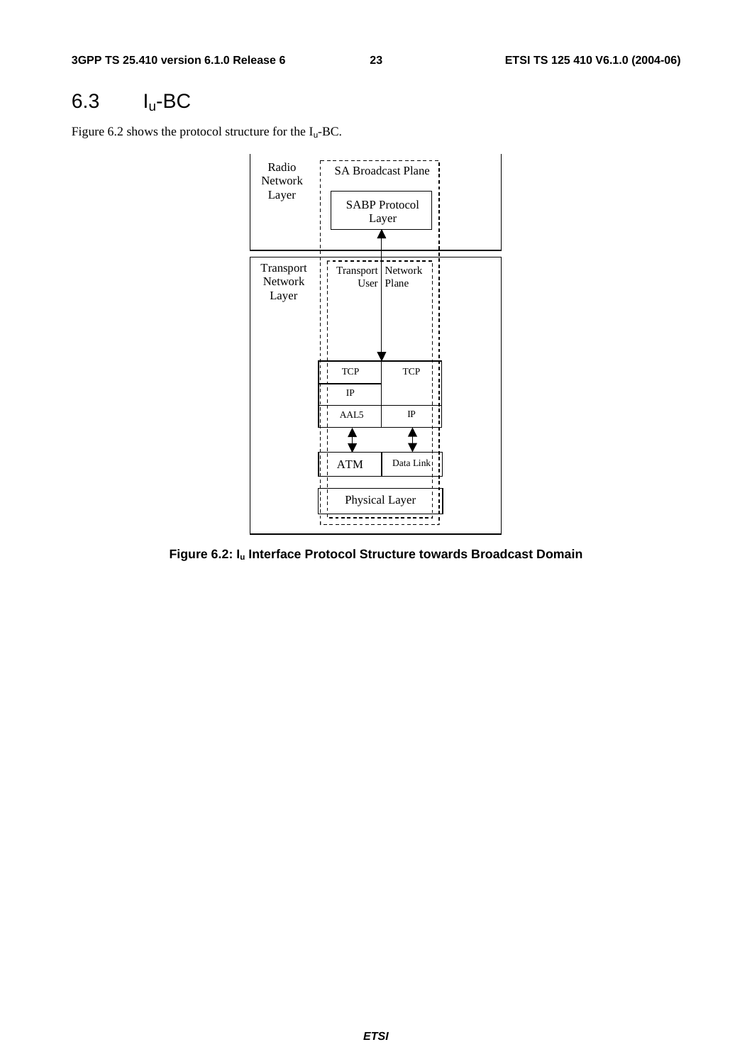## 6.3 $I_u$-BC

Figure 6.2 shows the protocol structure for the $I_u$-BC.

**Figure 6.2: $I_u$ Interface Protocol Structure towards Broadcast Domain**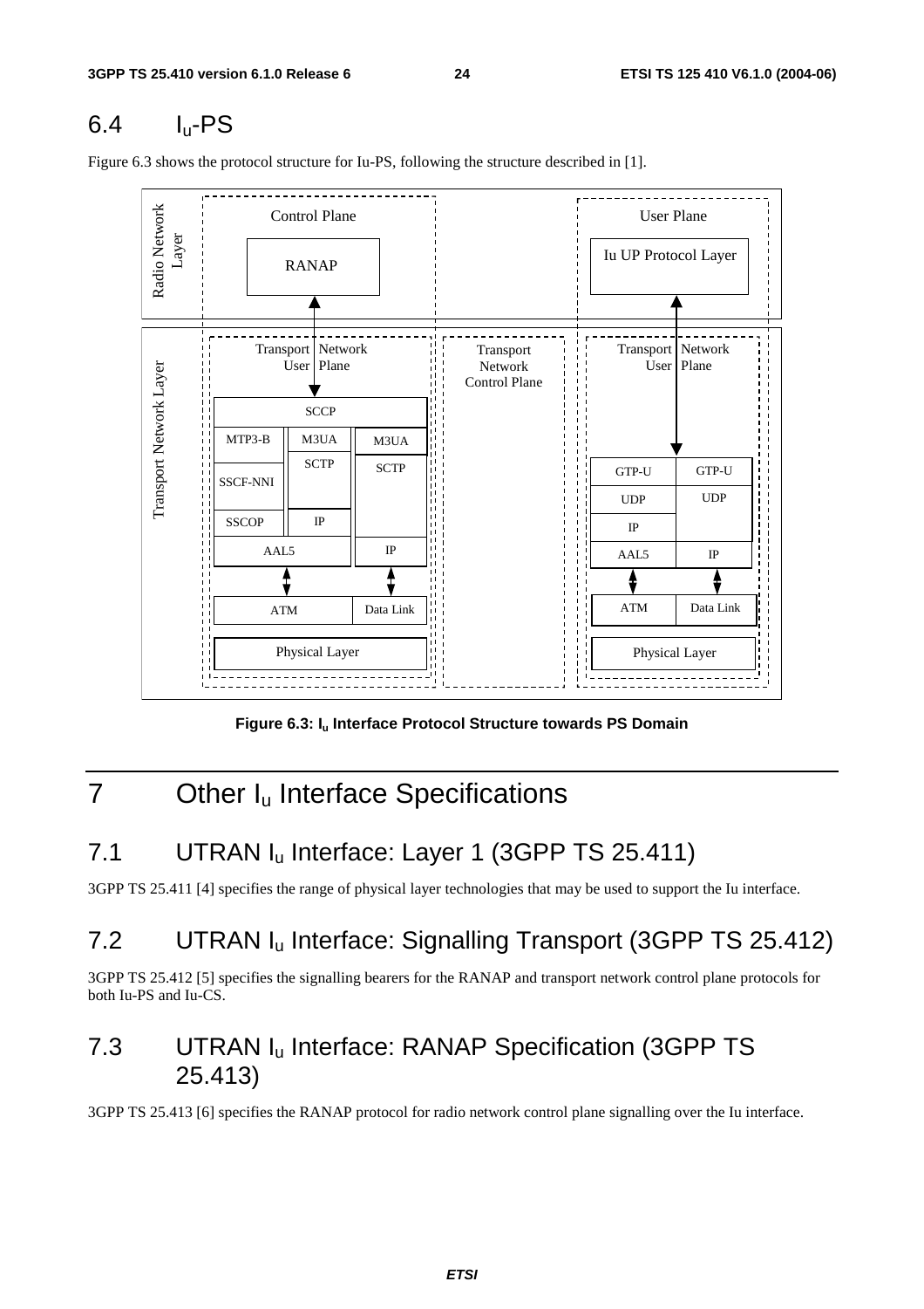## 6.4 $I_u$-PS

Figure 6.3 shows the protocol structure for Iu-PS, following the structure described in [1].

**Figure 6.3: $I_u$ Interface Protocol Structure towards PS Domain**

# 7 Other $I_u$ Interface Specifications

## 7.1 UTRAN $I_u$ Interface: Layer 1 (3GPP TS 25.411)

3GPP TS 25.411 [4] specifies the range of physical layer technologies that may be used to support the Iu interface.

## 7.2 UTRAN $I_u$ Interface: Signalling Transport (3GPP TS 25.412)

3GPP TS 25.412 [5] specifies the signalling bearers for the RANAP and transport network control plane protocols for both Iu-PS and Iu-CS.

## 7.3 UTRAN $I_u$ Interface: RANAP Specification (3GPP TS 25.413)

3GPP TS 25.413 [6] specifies the RANAP protocol for radio network control plane signalling over the Iu interface.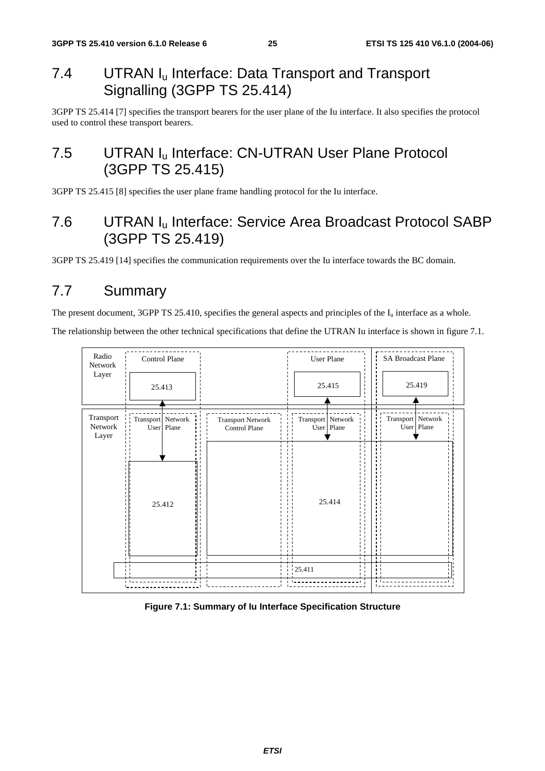## 7.4 UTRAN $I_u$ Interface: Data Transport and Transport Signalling (3GPP TS 25.414)

3GPP TS 25.414 [7] specifies the transport bearers for the user plane of the Iu interface. It also specifies the protocol used to control these transport bearers.

## 7.5 UTRAN $I_u$ Interface: CN-UTRAN User Plane Protocol (3GPP TS 25.415)

3GPP TS 25.415 [8] specifies the user plane frame handling protocol for the Iu interface.

## 7.6 UTRAN $I_u$ Interface: Service Area Broadcast Protocol SABP (3GPP TS 25.419)

3GPP TS 25.419 [14] specifies the communication requirements over the Iu interface towards the BC domain.

## 7.7 Summary

The present document, 3GPP TS 25.410, specifies the general aspects and principles of the $I_u$ interface as a whole.

The relationship between the other technical specifications that define the UTRAN Iu interface is shown in figure 7.1.

Radio Network Layer | Control Plane | 25.413 | User Plane | 25.415 | SA Broadcast Plane | 25.419

Transport Network Layer | Transport Network User Plane | 25.412 | Transport Network Control Plane | Transport Network User Plane | 25.414 | Transport Network User Plane | 25.411

**Figure 7.1: Summary of Iu Interface Specification Structure**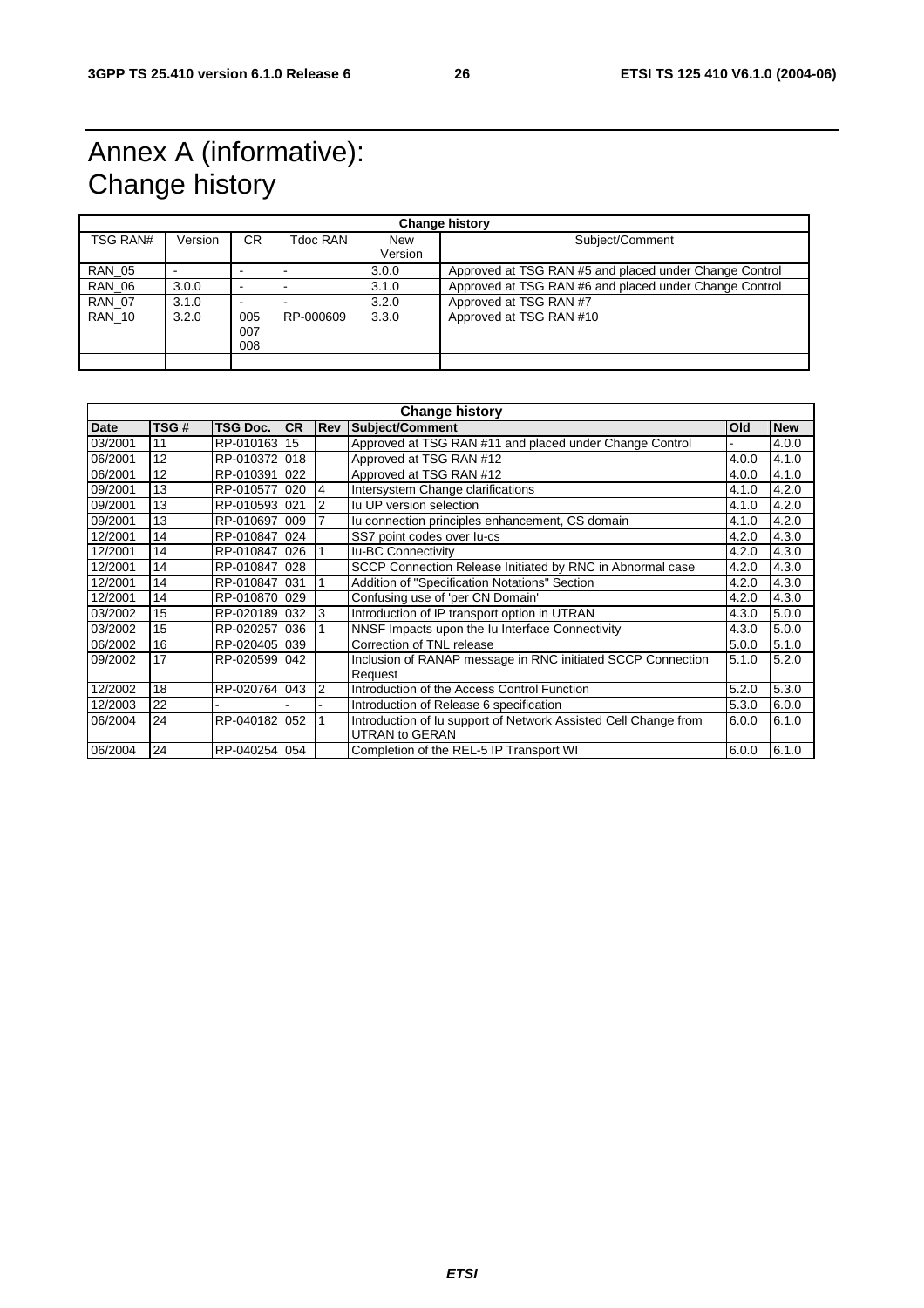# Annex A (informative): Change history

| Change history | | | | | |
|---|---|---|---|---|---|
| TSG RAN# | Version | CR | Tdoc RAN | New Version | Subject/Comment |
| RAN_05 | - | - | - | 3.0.0 | Approved at TSG RAN #5 and placed under Change Control |
| RAN_06 | 3.0.0 | - | - | 3.1.0 | Approved at TSG RAN #6 and placed under Change Control |
| RAN_07 | 3.1.0 | - | - | 3.2.0 | Approved at TSG RAN #7 |
| RAN_10 | 3.2.0 | 005 007 008 | RP-000609 | 3.3.0 | Approved at TSG RAN #10 |
| | | | | | |

| Change history | | | | | | | |
|---|---|---|---|---|---|---|---|
| **Date** | **TSG #** | **TSG Doc.** | **CR** | **Rev** | **Subject/Comment** | **Old** | **New** |
| 03/2001 | 11 | RP-010163 | 15 | | Approved at TSG RAN #11 and placed under Change Control | - | 4.0.0 |
| 06/2001 | 12 | RP-010372 | 018 | | Approved at TSG RAN #12 | 4.0.0 | 4.1.0 |
| 06/2001 | 12 | RP-010391 | 022 | | Approved at TSG RAN #12 | 4.0.0 | 4.1.0 |
| 09/2001 | 13 | RP-010577 | 020 | 4 | Intersystem Change clarifications | 4.1.0 | 4.2.0 |
| 09/2001 | 13 | RP-010593 | 021 | 2 | Iu UP version selection | 4.1.0 | 4.2.0 |
| 09/2001 | 13 | RP-010697 | 009 | 7 | Iu connection principles enhancement, CS domain | 4.1.0 | 4.2.0 |
| 12/2001 | 14 | RP-010847 | 024 | | SS7 point codes over Iu-cs | 4.2.0 | 4.3.0 |
| 12/2001 | 14 | RP-010847 | 026 | 1 | Iu-BC Connectivity | 4.2.0 | 4.3.0 |
| 12/2001 | 14 | RP-010847 | 028 | | SCCP Connection Release Initiated by RNC in Abnormal case | 4.2.0 | 4.3.0 |
| 12/2001 | 14 | RP-010847 | 031 | 1 | Addition of "Specification Notations" Section | 4.2.0 | 4.3.0 |
| 12/2001 | 14 | RP-010870 | 029 | | Confusing use of 'per CN Domain' | 4.2.0 | 4.3.0 |
| 03/2002 | 15 | RP-020189 | 032 | 3 | Introduction of IP transport option in UTRAN | 4.3.0 | 5.0.0 |
| 03/2002 | 15 | RP-020257 | 036 | 1 | NNSF Impacts upon the Iu Interface Connectivity | 4.3.0 | 5.0.0 |
| 06/2002 | 16 | RP-020405 | 039 | | Correction of TNL release | 5.0.0 | 5.1.0 |
| 09/2002 | 17 | RP-020599 | 042 | | Inclusion of RANAP message in RNC initiated SCCP Connection Request | 5.1.0 | 5.2.0 |
| 12/2002 | 18 | RP-020764 | 043 | 2 | Introduction of the Access Control Function | 5.2.0 | 5.3.0 |
| 12/2003 | 22 | - | - | - | Introduction of Release 6 specification | 5.3.0 | 6.0.0 |
| 06/2004 | 24 | RP-040182 | 052 | 1 | Introduction of Iu support of Network Assisted Cell Change from UTRAN to GERAN | 6.0.0 | 6.1.0 |
| 06/2004 | 24 | RP-040254 | 054 | | Completion of the REL-5 IP Transport WI | 6.0.0 | 6.1.0 |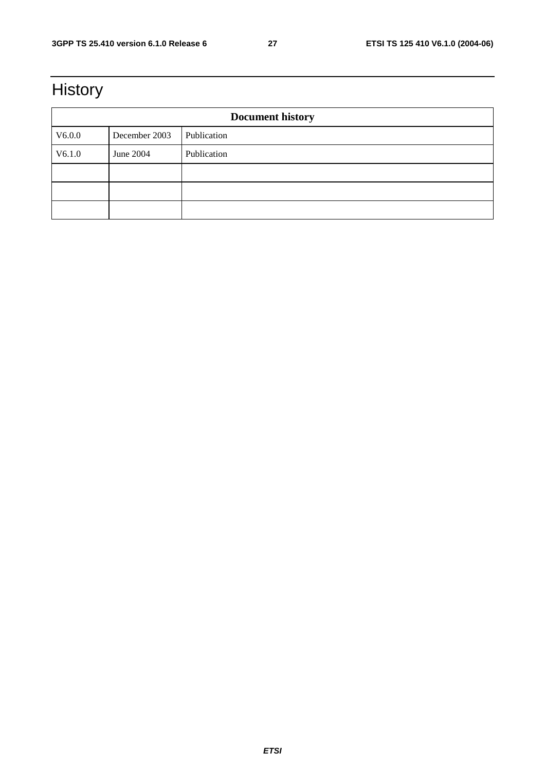# History

| Document history | | |
|---|---|---|
| V6.0.0 | December 2003 | Publication |
| V6.1.0 | June 2004 | Publication |
| | | |
| | | |
| | | |